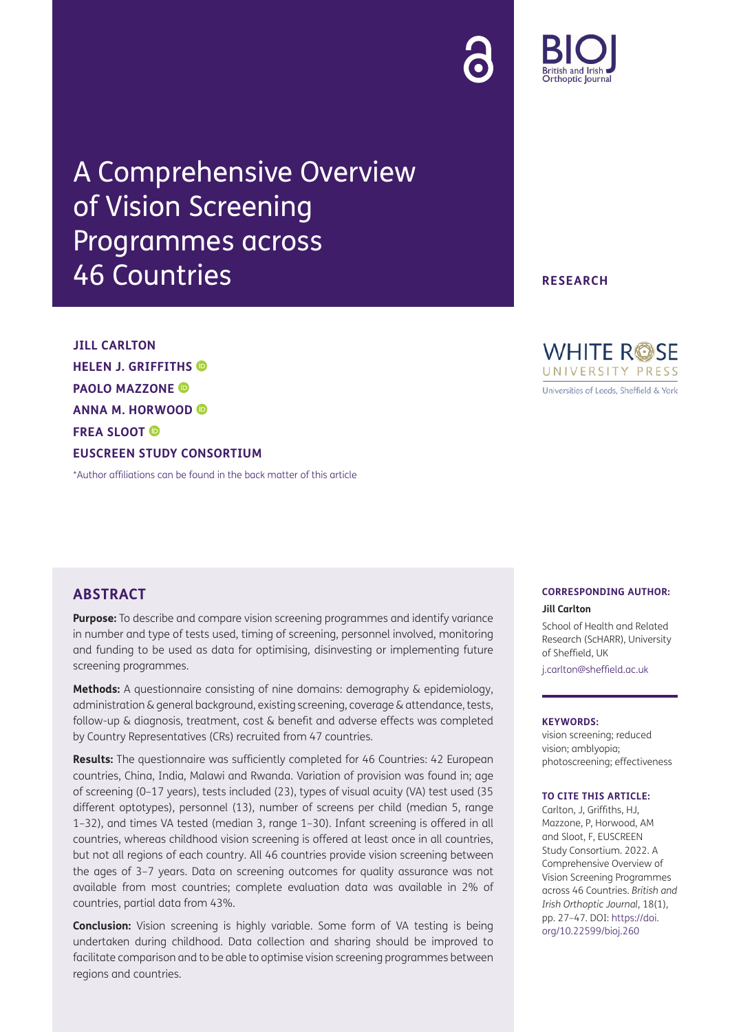# A Comprehensive Overview of Vision Screening Programmes across 46 Countries

**RESEARCH**

**JILL CARLTON**
**HELEN J. GRIFFITHS**
**PAOLO MAZZONE**
**ANNA M. HORWOOD**
**FREA SLOOT**
**EUSCREEN STUDY CONSORTIUM**

*Author affiliations can be found in the back matter of this article

## ABSTRACT

**Purpose:** To describe and compare vision screening programmes and identify variance in number and type of tests used, timing of screening, personnel involved, monitoring and funding to be used as data for optimising, disinvesting or implementing future screening programmes.

**Methods:** A questionnaire consisting of nine domains: demography & epidemiology, administration & general background, existing screening, coverage & attendance, tests, follow-up & diagnosis, treatment, cost & benefit and adverse effects was completed by Country Representatives (CRs) recruited from 47 countries.

**Results:** The questionnaire was sufficiently completed for 46 Countries: 42 European countries, China, India, Malawi and Rwanda. Variation of provision was found in; age of screening (0–17 years), tests included (23), types of visual acuity (VA) test used (35 different optotypes), personnel (13), number of screens per child (median 5, range 1–32), and times VA tested (median 3, range 1–30). Infant screening is offered in all countries, whereas childhood vision screening is offered at least once in all countries, but not all regions of each country. All 46 countries provide vision screening between the ages of 3–7 years. Data on screening outcomes for quality assurance was not available from most countries; complete evaluation data was available in 2% of countries, partial data from 43%.

**Conclusion:** Vision screening is highly variable. Some form of VA testing is being undertaken during childhood. Data collection and sharing should be improved to facilitate comparison and to be able to optimise vision screening programmes between regions and countries.

**CORRESPONDING AUTHOR:**

**Jill Carlton**

School of Health and Related Research (ScHARR), University of Sheffield, UK

j.carlton@sheffield.ac.uk

**KEYWORDS:**

vision screening; reduced vision; amblyopia; photoscreening; effectiveness

**TO CITE THIS ARTICLE:**

Carlton, J, Griffiths, HJ, Mazzone, P, Horwood, AM and Sloot, F, EUSCREEN Study Consortium. 2022. A Comprehensive Overview of Vision Screening Programmes across 46 Countries. *British and Irish Orthoptic Journal*, 18(1), pp. 27–47. DOI: https://doi.org/10.22599/bioj.260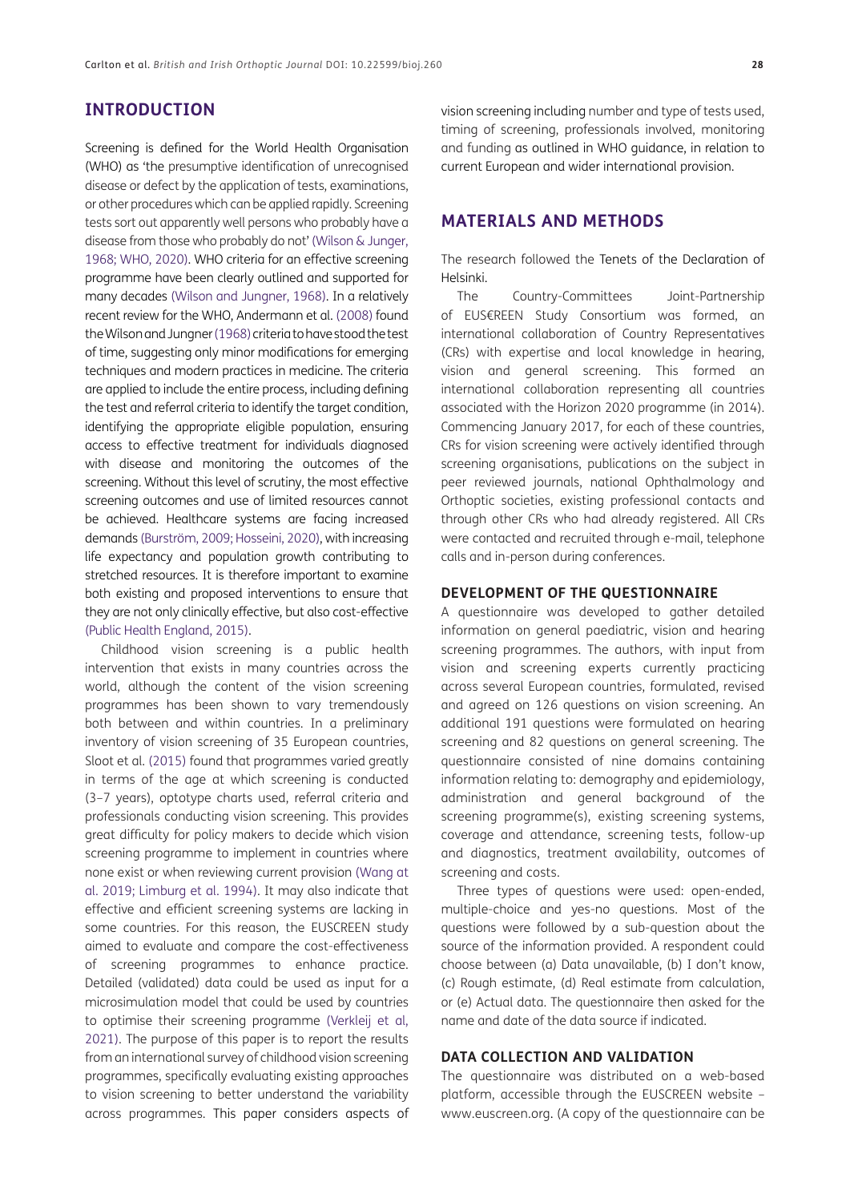## INTRODUCTION

Screening is defined for the World Health Organisation (WHO) as 'the presumptive identification of unrecognised disease or defect by the application of tests, examinations, or other procedures which can be applied rapidly. Screening tests sort out apparently well persons who probably have a disease from those who probably do not' (Wilson & Junger, 1968; WHO, 2020). WHO criteria for an effective screening programme have been clearly outlined and supported for many decades (Wilson and Jungner, 1968). In a relatively recent review for the WHO, Andermann et al. (2008) found the Wilson and Jungner (1968) criteria to have stood the test of time, suggesting only minor modifications for emerging techniques and modern practices in medicine. The criteria are applied to include the entire process, including defining the test and referral criteria to identify the target condition, identifying the appropriate eligible population, ensuring access to effective treatment for individuals diagnosed with disease and monitoring the outcomes of the screening. Without this level of scrutiny, the most effective screening outcomes and use of limited resources cannot be achieved. Healthcare systems are facing increased demands (Burström, 2009; Hosseini, 2020), with increasing life expectancy and population growth contributing to stretched resources. It is therefore important to examine both existing and proposed interventions to ensure that they are not only clinically effective, but also cost-effective (Public Health England, 2015).

Childhood vision screening is a public health intervention that exists in many countries across the world, although the content of the vision screening programmes has been shown to vary tremendously both between and within countries. In a preliminary inventory of vision screening of 35 European countries, Sloot et al. (2015) found that programmes varied greatly in terms of the age at which screening is conducted (3–7 years), optotype charts used, referral criteria and professionals conducting vision screening. This provides great difficulty for policy makers to decide which vision screening programme to implement in countries where none exist or when reviewing current provision (Wang at al. 2019; Limburg et al. 1994). It may also indicate that effective and efficient screening systems are lacking in some countries. For this reason, the EUSCREEN study aimed to evaluate and compare the cost-effectiveness of screening programmes to enhance practice. Detailed (validated) data could be used as input for a microsimulation model that could be used by countries to optimise their screening programme (Verkleij et al, 2021). The purpose of this paper is to report the results from an international survey of childhood vision screening programmes, specifically evaluating existing approaches to vision screening to better understand the variability across programmes. This paper considers aspects of vision screening including number and type of tests used, timing of screening, professionals involved, monitoring and funding as outlined in WHO guidance, in relation to current European and wider international provision.

## MATERIALS AND METHODS

The research followed the Tenets of the Declaration of Helsinki.

The Country-Committees Joint-Partnership of EUS€REEN Study Consortium was formed, an international collaboration of Country Representatives (CRs) with expertise and local knowledge in hearing, vision and general screening. This formed an international collaboration representing all countries associated with the Horizon 2020 programme (in 2014). Commencing January 2017, for each of these countries, CRs for vision screening were actively identified through screening organisations, publications on the subject in peer reviewed journals, national Ophthalmology and Orthoptic societies, existing professional contacts and through other CRs who had already registered. All CRs were contacted and recruited through e-mail, telephone calls and in-person during conferences.

### DEVELOPMENT OF THE QUESTIONNAIRE

A questionnaire was developed to gather detailed information on general paediatric, vision and hearing screening programmes. The authors, with input from vision and screening experts currently practicing across several European countries, formulated, revised and agreed on 126 questions on vision screening. An additional 191 questions were formulated on hearing screening and 82 questions on general screening. The questionnaire consisted of nine domains containing information relating to: demography and epidemiology, administration and general background of the screening programme(s), existing screening systems, coverage and attendance, screening tests, follow-up and diagnostics, treatment availability, outcomes of screening and costs.

Three types of questions were used: open-ended, multiple-choice and yes-no questions. Most of the questions were followed by a sub-question about the source of the information provided. A respondent could choose between (a) Data unavailable, (b) I don't know, (c) Rough estimate, (d) Real estimate from calculation, or (e) Actual data. The questionnaire then asked for the name and date of the data source if indicated.

### DATA COLLECTION AND VALIDATION

The questionnaire was distributed on a web-based platform, accessible through the EUSCREEN website – www.euscreen.org. (A copy of the questionnaire can be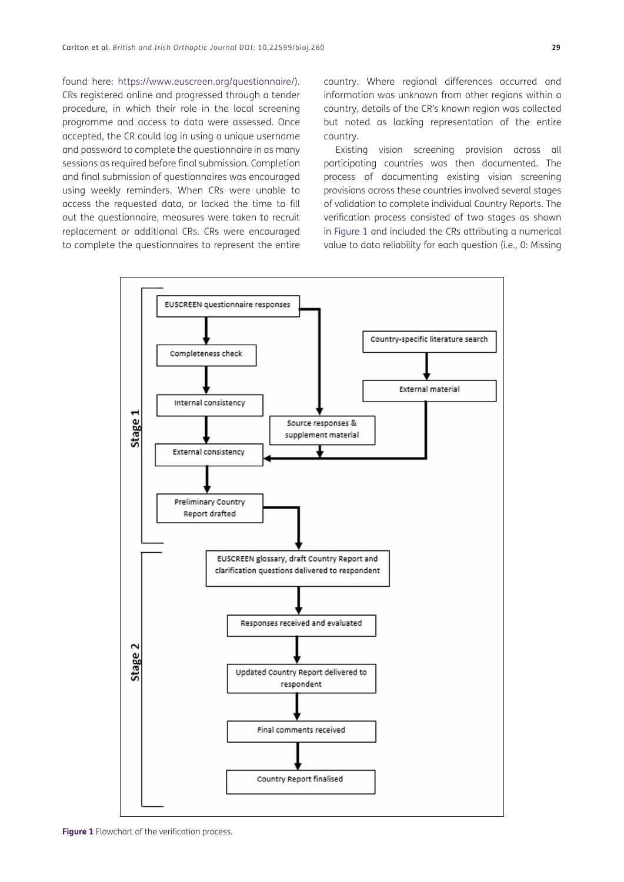found here: https://www.euscreen.org/questionnaire/). CRs registered online and progressed through a tender procedure, in which their role in the local screening programme and access to data were assessed. Once accepted, the CR could log in using a unique username and password to complete the questionnaire in as many sessions as required before final submission. Completion and final submission of questionnaires was encouraged using weekly reminders. When CRs were unable to access the requested data, or lacked the time to fill out the questionnaire, measures were taken to recruit replacement or additional CRs. CRs were encouraged to complete the questionnaires to represent the entire country. Where regional differences occurred and information was unknown from other regions within a country, details of the CR's known region was collected but noted as lacking representation of the entire country.

Existing vision screening provision across all participating countries was then documented. The process of documenting existing vision screening provisions across these countries involved several stages of validation to complete individual Country Reports. The verification process consisted of two stages as shown in Figure 1 and included the CRs attributing a numerical value to data reliability for each question (i.e., 0: Missing

**Stage 1**

- EUSCREEN questionnaire responses → Completeness check → Internal consistency → External consistency → Preliminary Country Report drafted
- EUSCREEN questionnaire responses → Source responses & supplement material → External consistency
- Country-specific literature search → External material → External consistency

**Stage 2**

- EUSCREEN glossary, draft Country Report and clarification questions delivered to respondent → Responses received and evaluated → Updated Country Report delivered to respondent → Final comments received → Country Report finalised

**Figure 1** Flowchart of the verification process.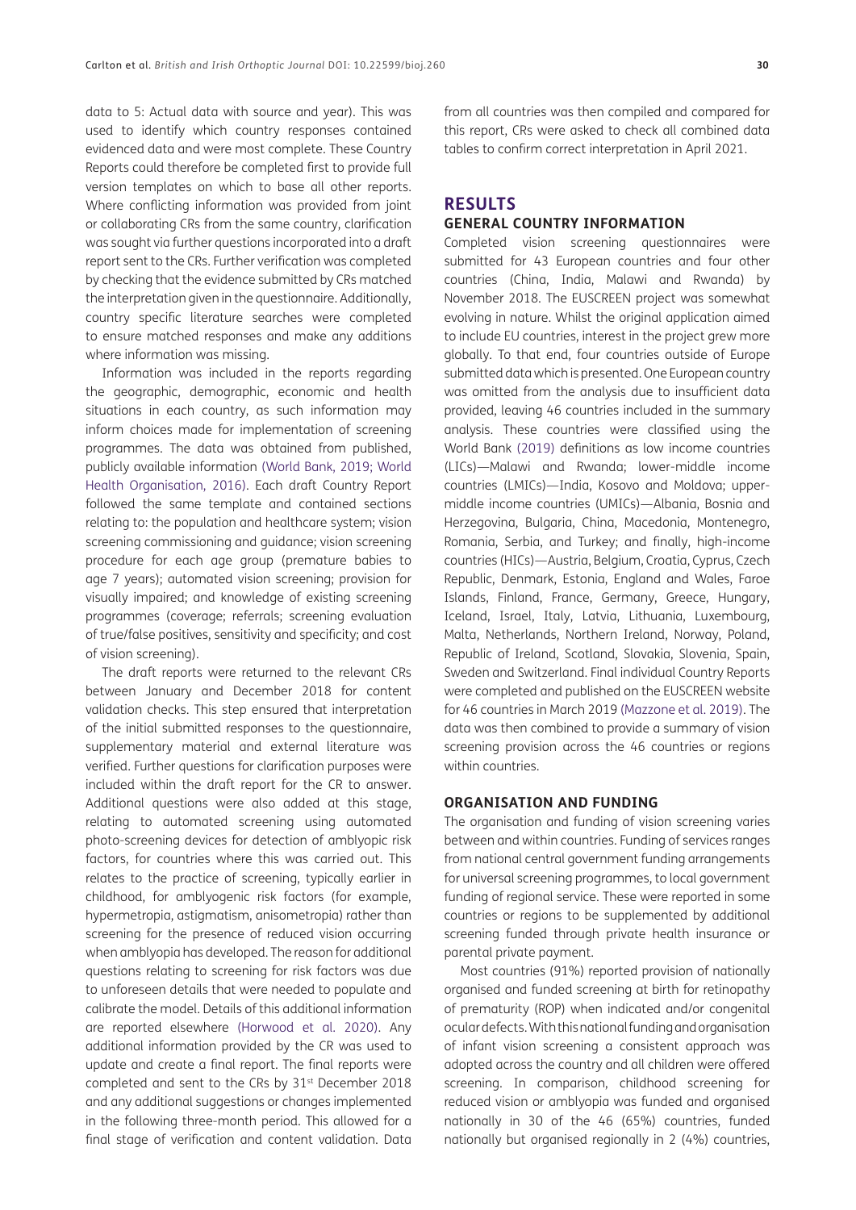data to 5: Actual data with source and year). This was used to identify which country responses contained evidenced data and were most complete. These Country Reports could therefore be completed first to provide full version templates on which to base all other reports. Where conflicting information was provided from joint or collaborating CRs from the same country, clarification was sought via further questions incorporated into a draft report sent to the CRs. Further verification was completed by checking that the evidence submitted by CRs matched the interpretation given in the questionnaire. Additionally, country specific literature searches were completed to ensure matched responses and make any additions where information was missing.

Information was included in the reports regarding the geographic, demographic, economic and health situations in each country, as such information may inform choices made for implementation of screening programmes. The data was obtained from published, publicly available information (World Bank, 2019; World Health Organisation, 2016). Each draft Country Report followed the same template and contained sections relating to: the population and healthcare system; vision screening commissioning and guidance; vision screening procedure for each age group (premature babies to age 7 years); automated vision screening; provision for visually impaired; and knowledge of existing screening programmes (coverage; referrals; screening evaluation of true/false positives, sensitivity and specificity; and cost of vision screening).

The draft reports were returned to the relevant CRs between January and December 2018 for content validation checks. This step ensured that interpretation of the initial submitted responses to the questionnaire, supplementary material and external literature was verified. Further questions for clarification purposes were included within the draft report for the CR to answer. Additional questions were also added at this stage, relating to automated screening using automated photo-screening devices for detection of amblyopic risk factors, for countries where this was carried out. This relates to the practice of screening, typically earlier in childhood, for amblyogenic risk factors (for example, hypermetropia, astigmatism, anisometropia) rather than screening for the presence of reduced vision occurring when amblyopia has developed. The reason for additional questions relating to screening for risk factors was due to unforeseen details that were needed to populate and calibrate the model. Details of this additional information are reported elsewhere (Horwood et al. 2020). Any additional information provided by the CR was used to update and create a final report. The final reports were completed and sent to the CRs by 31st December 2018 and any additional suggestions or changes implemented in the following three-month period. This allowed for a final stage of verification and content validation. Data from all countries was then compiled and compared for this report, CRs were asked to check all combined data tables to confirm correct interpretation in April 2021.

## RESULTS

### GENERAL COUNTRY INFORMATION

Completed vision screening questionnaires were submitted for 43 European countries and four other countries (China, India, Malawi and Rwanda) by November 2018. The EUSCREEN project was somewhat evolving in nature. Whilst the original application aimed to include EU countries, interest in the project grew more globally. To that end, four countries outside of Europe submitted data which is presented. One European country was omitted from the analysis due to insufficient data provided, leaving 46 countries included in the summary analysis. These countries were classified using the World Bank (2019) definitions as low income countries (LICs)—Malawi and Rwanda; lower-middle income countries (LMICs)—India, Kosovo and Moldova; upper-middle income countries (UMICs)—Albania, Bosnia and Herzegovina, Bulgaria, China, Macedonia, Montenegro, Romania, Serbia, and Turkey; and finally, high-income countries (HICs)—Austria, Belgium, Croatia, Cyprus, Czech Republic, Denmark, Estonia, England and Wales, Faroe Islands, Finland, France, Germany, Greece, Hungary, Iceland, Israel, Italy, Latvia, Lithuania, Luxembourg, Malta, Netherlands, Northern Ireland, Norway, Poland, Republic of Ireland, Scotland, Slovakia, Slovenia, Spain, Sweden and Switzerland. Final individual Country Reports were completed and published on the EUSCREEN website for 46 countries in March 2019 (Mazzone et al. 2019). The data was then combined to provide a summary of vision screening provision across the 46 countries or regions within countries.

### ORGANISATION AND FUNDING

The organisation and funding of vision screening varies between and within countries. Funding of services ranges from national central government funding arrangements for universal screening programmes, to local government funding of regional service. These were reported in some countries or regions to be supplemented by additional screening funded through private health insurance or parental private payment.

Most countries (91%) reported provision of nationally organised and funded screening at birth for retinopathy of prematurity (ROP) when indicated and/or congenital ocular defects. With this national funding and organisation of infant vision screening a consistent approach was adopted across the country and all children were offered screening. In comparison, childhood screening for reduced vision or amblyopia was funded and organised nationally in 30 of the 46 (65%) countries, funded nationally but organised regionally in 2 (4%) countries,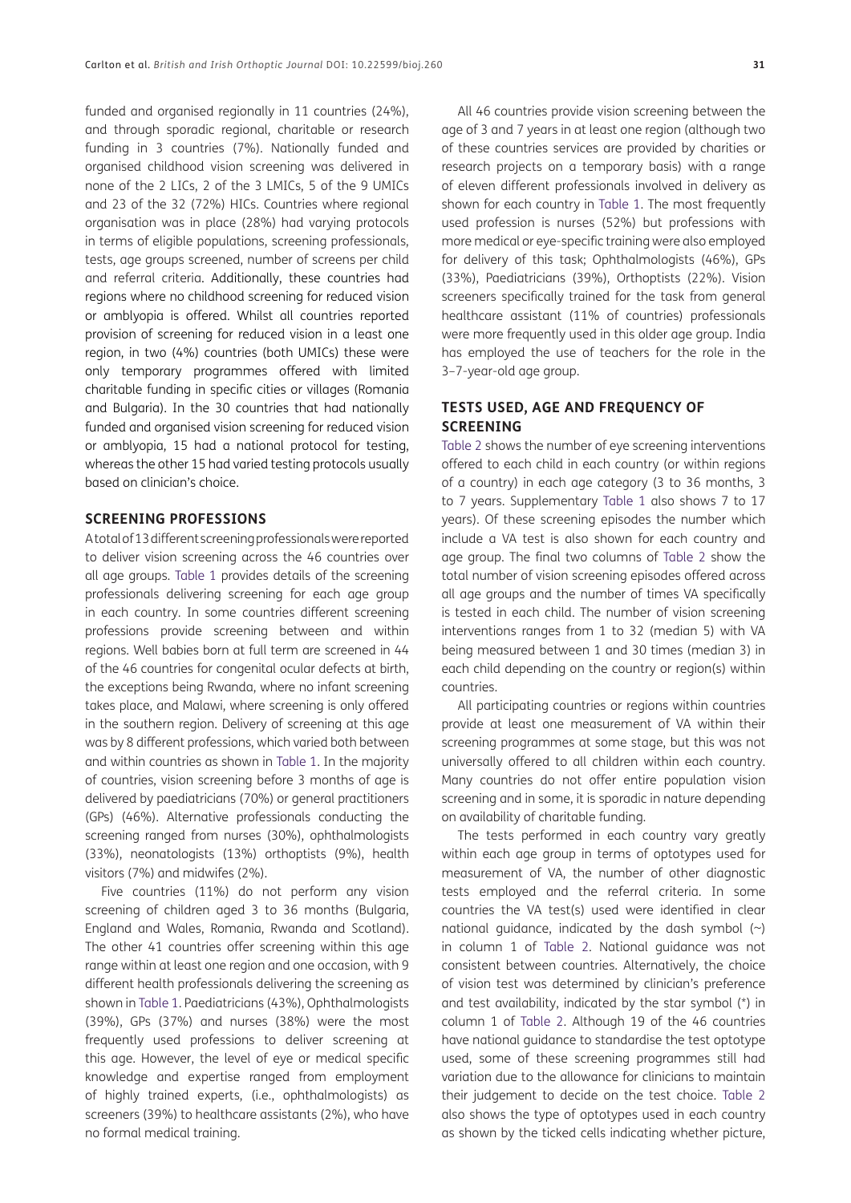funded and organised regionally in 11 countries (24%), and through sporadic regional, charitable or research funding in 3 countries (7%). Nationally funded and organised childhood vision screening was delivered in none of the 2 LICs, 2 of the 3 LMICs, 5 of the 9 UMICs and 23 of the 32 (72%) HICs. Countries where regional organisation was in place (28%) had varying protocols in terms of eligible populations, screening professionals, tests, age groups screened, number of screens per child and referral criteria. Additionally, these countries had regions where no childhood screening for reduced vision or amblyopia is offered. Whilst all countries reported provision of screening for reduced vision in a least one region, in two (4%) countries (both UMICs) these were only temporary programmes offered with limited charitable funding in specific cities or villages (Romania and Bulgaria). In the 30 countries that had nationally funded and organised vision screening for reduced vision or amblyopia, 15 had a national protocol for testing, whereas the other 15 had varied testing protocols usually based on clinician's choice.

## SCREENING PROFESSIONS

A total of 13 different screening professionals were reported to deliver vision screening across the 46 countries over all age groups. Table 1 provides details of the screening professionals delivering screening for each age group in each country. In some countries different screening professions provide screening between and within regions. Well babies born at full term are screened in 44 of the 46 countries for congenital ocular defects at birth, the exceptions being Rwanda, where no infant screening takes place, and Malawi, where screening is only offered in the southern region. Delivery of screening at this age was by 8 different professions, which varied both between and within countries as shown in Table 1. In the majority of countries, vision screening before 3 months of age is delivered by paediatricians (70%) or general practitioners (GPs) (46%). Alternative professionals conducting the screening ranged from nurses (30%), ophthalmologists (33%), neonatologists (13%) orthoptists (9%), health visitors (7%) and midwifes (2%).

Five countries (11%) do not perform any vision screening of children aged 3 to 36 months (Bulgaria, England and Wales, Romania, Rwanda and Scotland). The other 41 countries offer screening within this age range within at least one region and one occasion, with 9 different health professionals delivering the screening as shown in Table 1. Paediatricians (43%), Ophthalmologists (39%), GPs (37%) and nurses (38%) were the most frequently used professions to deliver screening at this age. However, the level of eye or medical specific knowledge and expertise ranged from employment of highly trained experts, (i.e., ophthalmologists) as screeners (39%) to healthcare assistants (2%), who have no formal medical training.

All 46 countries provide vision screening between the age of 3 and 7 years in at least one region (although two of these countries services are provided by charities or research projects on a temporary basis) with a range of eleven different professionals involved in delivery as shown for each country in Table 1. The most frequently used profession is nurses (52%) but professions with more medical or eye-specific training were also employed for delivery of this task; Ophthalmologists (46%), GPs (33%), Paediatricians (39%), Orthoptists (22%). Vision screeners specifically trained for the task from general healthcare assistant (11% of countries) professionals were more frequently used in this older age group. India has employed the use of teachers for the role in the 3–7-year-old age group.

## TESTS USED, AGE AND FREQUENCY OF SCREENING

Table 2 shows the number of eye screening interventions offered to each child in each country (or within regions of a country) in each age category (3 to 36 months, 3 to 7 years. Supplementary Table 1 also shows 7 to 17 years). Of these screening episodes the number which include a VA test is also shown for each country and age group. The final two columns of Table 2 show the total number of vision screening episodes offered across all age groups and the number of times VA specifically is tested in each child. The number of vision screening interventions ranges from 1 to 32 (median 5) with VA being measured between 1 and 30 times (median 3) in each child depending on the country or region(s) within countries.

All participating countries or regions within countries provide at least one measurement of VA within their screening programmes at some stage, but this was not universally offered to all children within each country. Many countries do not offer entire population vision screening and in some, it is sporadic in nature depending on availability of charitable funding.

The tests performed in each country vary greatly within each age group in terms of optotypes used for measurement of VA, the number of other diagnostic tests employed and the referral criteria. In some countries the VA test(s) used were identified in clear national guidance, indicated by the dash symbol (~) in column 1 of Table 2. National guidance was not consistent between countries. Alternatively, the choice of vision test was determined by clinician's preference and test availability, indicated by the star symbol (*) in column 1 of Table 2. Although 19 of the 46 countries have national guidance to standardise the test optotype used, some of these screening programmes still had variation due to the allowance for clinicians to maintain their judgement to decide on the test choice. Table 2 also shows the type of optotypes used in each country as shown by the ticked cells indicating whether picture,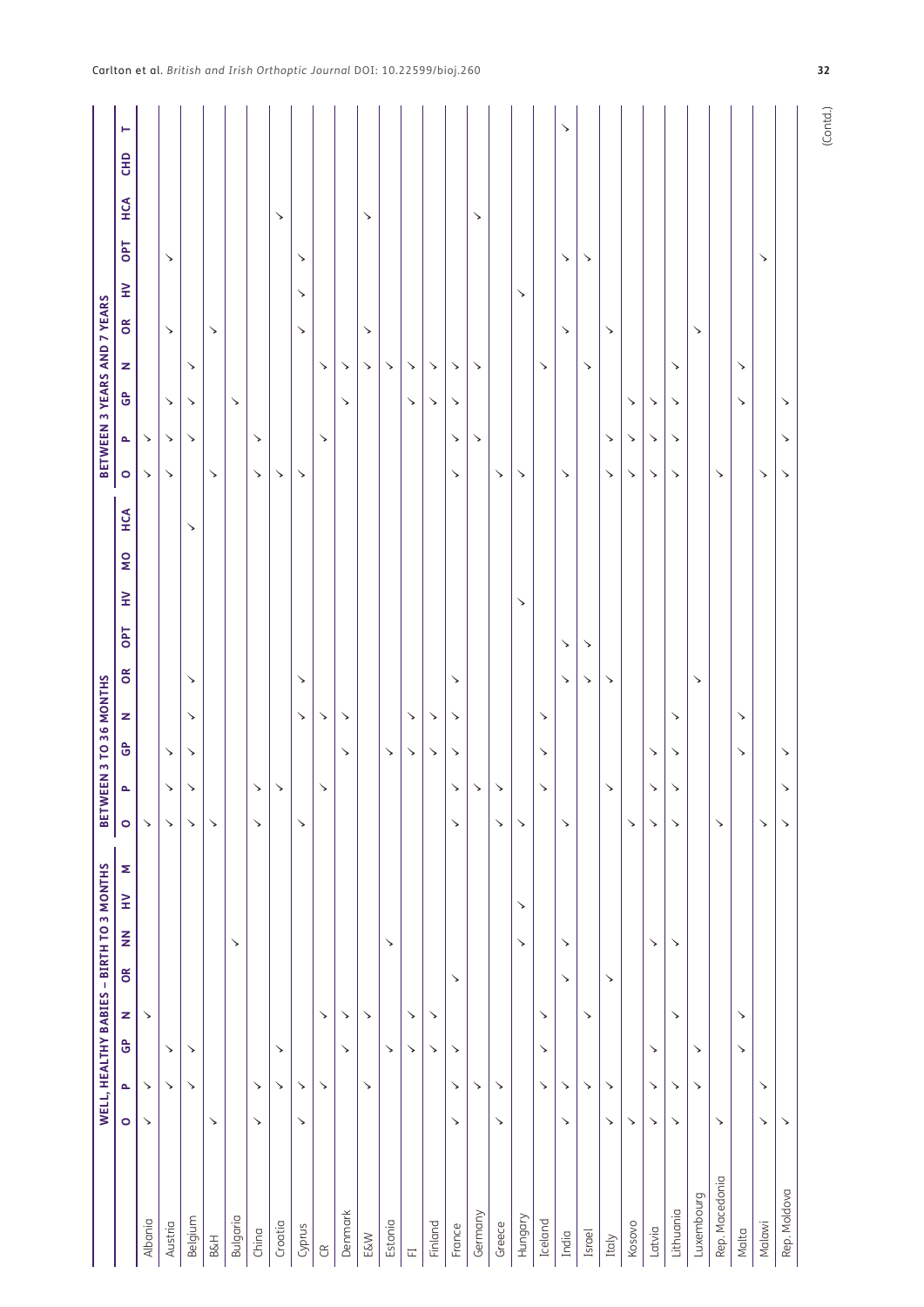| | WELL, HEALTHY BABIES – BIRTH TO 3 MONTHS | | | | | | | | BETWEEN 3 TO 36 MONTHS | | | | | | | | | BETWEEN 3 YEARS AND 7 YEARS | | | | | | | | | |
|---|---|---|---|---|---|---|---|---|---|---|---|---|---|---|---|---|---|---|---|---|---|---|---|---|---|---|---|
| | O | P | GP | N | OR | NN | HV | M | O | P | GP | N | OR | OPT | HV | MO | HCA | O | P | GP | N | OR | HV | OPT | HCA | CHD | T |
| Albania | ✓ | ✓ | | ✓ | | | | | ✓ | | | | | | | | | ✓ | ✓ | | | | | | | | |
| Austria | | ✓ | ✓ | | | | | | ✓ | ✓ | ✓ | | | | | | | ✓ | ✓ | ✓ | | ✓ | | ✓ | | | |
| Belgium | | ✓ | ✓ | | | | | | ✓ | ✓ | ✓ | ✓ | ✓ | | | | ✓ | ✓ | ✓ | ✓ | ✓ | | | | | | |
| B&H | ✓ | | | | | | | | ✓ | | | | | | | | | ✓ | | | | ✓ | | | | | |
| Bulgaria | | | | | | ✓ | | | | | | | | | | | | | | ✓ | | | | | | | |
| China | ✓ | ✓ | | | | | | | ✓ | ✓ | | | | | | | | ✓ | ✓ | | | | | | | | |
| Croatia | | ✓ | ✓ | | | | | | | ✓ | | | | | | | | ✓ | | | | | | | ✓ | | |
| Cyprus | ✓ | ✓ | | ✓ | | | | | ✓ | | | ✓ | ✓ | | | | | ✓ | | | | ✓ | ✓ | ✓ | | | |
| CR | | ✓ | | | | | | | | ✓ | | ✓ | | | | | | | ✓ | | ✓ | | | | | | |
| Denmark | | | ✓ | ✓ | | | | | | | ✓ | ✓ | | | | | | | | ✓ | ✓ | | | | | | |
| E&W | | ✓ | | ✓ | | | | | | | | | | | | | | | | | ✓ | ✓ | | | ✓ | | |
| Estonia | | | ✓ | | | ✓ | | | | | ✓ | | | | | | | | | | ✓ | | | | | | |
| FI | | | ✓ | ✓ | | | | | | | ✓ | ✓ | | | | | | | | ✓ | ✓ | | | | | | |
| Finland | | | ✓ | ✓ | | | | | | | ✓ | ✓ | | | | | | | | ✓ | ✓ | | | | | | |
| France | ✓ | ✓ | ✓ | | ✓ | | | | ✓ | ✓ | ✓ | ✓ | ✓ | | | | | ✓ | ✓ | ✓ | ✓ | | | | | | |
| Germany | | ✓ | | | | | | | | ✓ | | | | | | | | | ✓ | | ✓ | | | | ✓ | | |
| Greece | ✓ | ✓ | | | | | | | ✓ | ✓ | | | | | | | | ✓ | | | | | | | | | |
| Hungary | | | | | | ✓ | ✓ | | ✓ | | | | | | ✓ | | | ✓ | | | | | ✓ | | | | |
| Iceland | | ✓ | ✓ | ✓ | | | | | | ✓ | ✓ | ✓ | | | | | | | | | ✓ | | | | | | |
| India | ✓ | ✓ | | | ✓ | ✓ | | | ✓ | | | | ✓ | ✓ | | | | ✓ | | | | ✓ | | ✓ | | | ✓ |
| Israel | | ✓ | | ✓ | | | | | | | | | ✓ | ✓ | | | | | | | ✓ | | | ✓ | | | |
| Italy | ✓ | ✓ | | | ✓ | | | | | ✓ | | | ✓ | | | | | ✓ | ✓ | | | ✓ | | | | | |
| Kosovo | ✓ | | | | | | | | ✓ | | | | | | | | | ✓ | ✓ | ✓ | | | | | | | |
| Latvia | ✓ | ✓ | ✓ | | | ✓ | | | ✓ | ✓ | ✓ | | | | | | | ✓ | ✓ | ✓ | | | | | | | |
| Lithuania | ✓ | ✓ | | ✓ | | ✓ | | | ✓ | ✓ | ✓ | ✓ | | | | | | ✓ | ✓ | ✓ | ✓ | | | | | | |
| Luxembourg | | ✓ | ✓ | | | | | | | | | | ✓ | | | | | | | | | ✓ | | | | | |
| Rep. Macedonia | ✓ | | | | | | | | ✓ | | | | | | | | | ✓ | | | | | | | | | |
| Malta | | | ✓ | ✓ | | | | | | | ✓ | ✓ | | | | | | | | ✓ | ✓ | | | | | | |
| Malawi | ✓ | ✓ | | | | | | | ✓ | | | | | | | | | ✓ | | | | | | ✓ | | | |
| Rep. Moldova | ✓ | | | | | | | | ✓ | ✓ | ✓ | | | | | | | ✓ | ✓ | ✓ | | | | | | | |

(Contd.)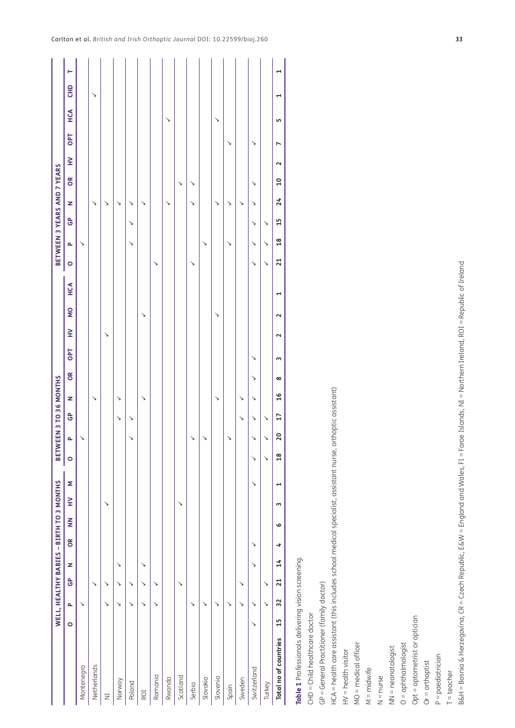| | WELL, HEALTHY BABIES – BIRTH TO 3 MONTHS | | | | | | | | BETWEEN 3 TO 36 MONTHS | | | | | | | | | BETWEEN 3 YEARS AND 7 YEARS | | | | | | | | | |
|---|---|---|---|---|---|---|---|---|---|---|---|---|---|---|---|---|---|---|---|---|---|---|---|---|---|---|---|
| | **O** | **P** | **GP** | **N** | **OR** | **NN** | **HV** | **M** | **O** | **P** | **GP** | **N** | **OR** | **OPT** | **HV** | **MO** | **HCA** | **O** | **P** | **GP** | **N** | **OR** | **HV** | **OPT** | **HCA** | **CHD** | **T** |
| Montenegro | | ✓ | | | | | | | | ✓ | | | | | | | | | ✓ | | | | | | | | |
| Netherlands | | | ✓ | | | | | | | | | ✓ | | | | | | | | | ✓ | | | | | ✓ | |
| NI | | ✓ | ✓ | | | | ✓ | | | | | | | | ✓ | | | | | | ✓ | ✓ | | | | | |
| Norway | | ✓ | ✓ | ✓ | | | | | | | ✓ | ✓ | | | | | | | | | ✓ | | | | | | |
| Poland | | ✓ | ✓ | | | | | | | ✓ | ✓ | | | | | | | | ✓ | ✓ | ✓ | | | | | | |
| ROI | | ✓ | ✓ | ✓ | | | | | | | | ✓ | | | | ✓ | | | | | ✓ | | | | | | |
| Romania | | ✓ | ✓ | | | | | | | | | | | | | | | ✓ | | | | | | | | | |
| Rwanda | | | | | | | | | | | | | | | | | | | | | ✓ | | | | ✓ | | |
| Scotland | | | ✓ | | | | ✓ | | | | | | | | | | | | | | | ✓ | | | | | |
| Serbia | | ✓ | | | | | | | | ✓ | | | | | | | | ✓ | | | ✓ | ✓ | | | | | |
| Slovakia | | ✓ | | | | | | | | ✓ | | | | | | | | | ✓ | | | | | | | | |
| Slovenia | | ✓ | | | | | | | | | | ✓ | | | | ✓ | | | | | ✓ | | | | ✓ | | |
| Spain | | ✓ | | | | | | | | ✓ | | | | | | | | | ✓ | | ✓ | | | ✓ | | | |
| Sweden | | ✓ | ✓ | | | | | | | | ✓ | ✓ | | | | | | | | | ✓ | | | | | | |
| Switzerland | ✓ | ✓ | | ✓ | ✓ | | | ✓ | ✓ | ✓ | ✓ | ✓ | ✓ | ✓ | | | | ✓ | ✓ | ✓ | ✓ | ✓ | | ✓ | | | |
| Turkey | | ✓ | ✓ | | | | | | ✓ | ✓ | ✓ | | | | | | | ✓ | ✓ | ✓ | | | | | | | |
| **Total no of countries** | **15** | **32** | **21** | **14** | **4** | **6** | **3** | **1** | **18** | **20** | **17** | **16** | **8** | **3** | **2** | **2** | **1** | **21** | **18** | **15** | **24** | **10** | **2** | **7** | **5** | **1** | **1** |

**Table 1** Professionals delivering vision screening.

CHD = Child healthcare doctor

GP = General Practitioner (family doctor)

HCA = health care assistant (this includes school medical specialist, assistant nurse, orthoptic assistant)

HV = health visitor

MO = medical officer

M = midwife

N = nurse

NN = neonatologist

O = ophthalmologist

Opt = optometrist or optician

Or = orthoptist

P = paediatrician

T = teacher

B&H = Bosnia & Herzegovina, CR = Czech Republic, E&W = England and Wales, FI = Faroe Islands, NI = Northern Ireland, ROI = Republic of Ireland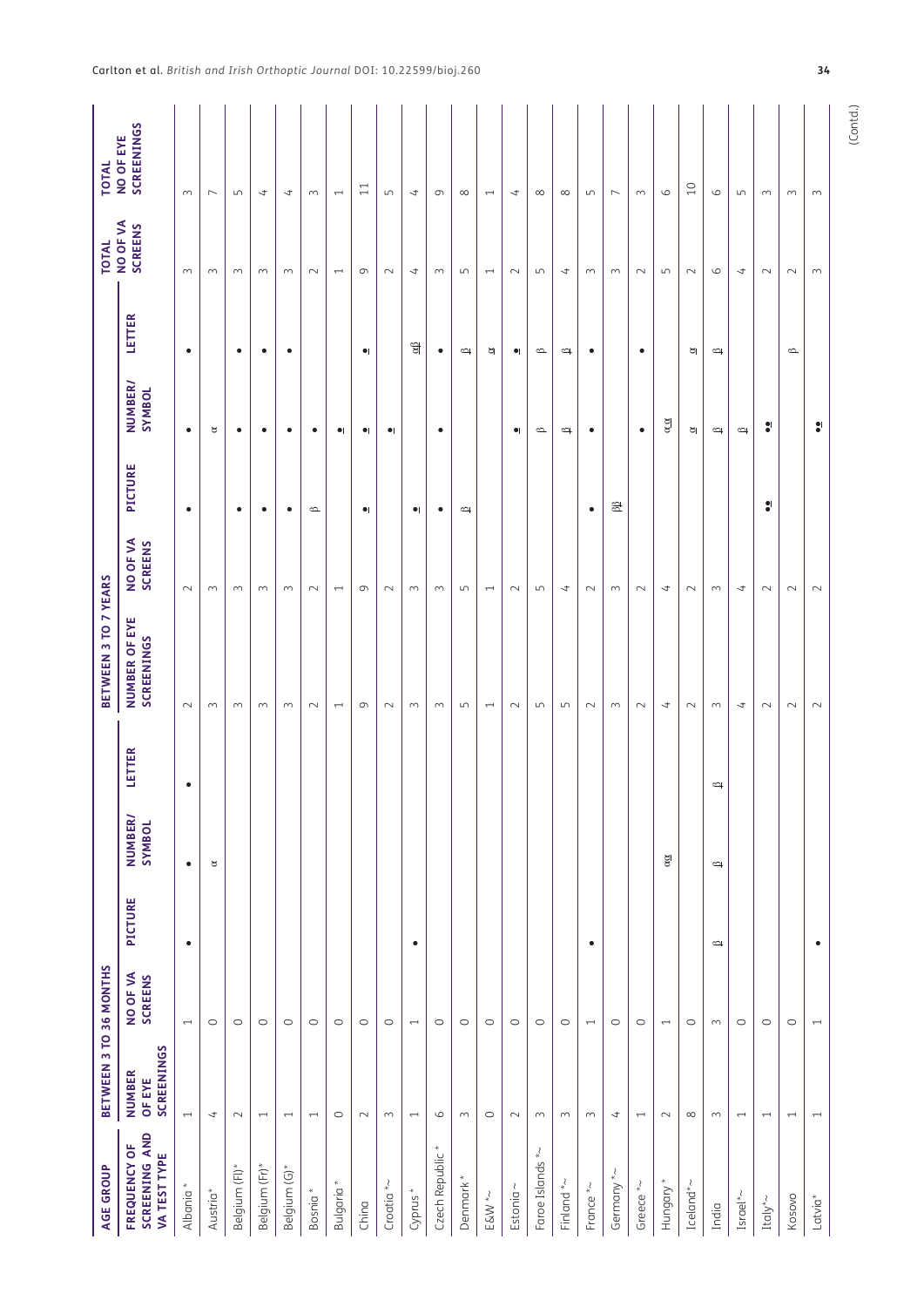| AGE GROUP | BETWEEN 3 TO 36 MONTHS | | | | | BETWEEN 3 TO 7 YEARS | | | | | TOTAL NO OF VA SCREENS | TOTAL NO OF EYE SCREENINGS |
|---|---|---|---|---|---|---|---|---|---|---|---|---|
| FREQUENCY OF SCREENING AND VA TEST TYPE | NUMBER OF EYE SCREENINGS | NO OF VA SCREENS | PICTURE | NUMBER/SYMBOL | LETTER | NUMBER OF EYE SCREENINGS | NO OF VA SCREENS | PICTURE | NUMBER/SYMBOL | LETTER | | |
| Albania * | 1 | 1 | • | • | • | 2 | 2 | • | • | • | 3 | 3 |
| Austria* | 4 | 0 | | α | | 3 | 3 | | α | | 3 | 7 |
| Belgium (Fl)* | 2 | 0 | | | | 3 | 3 | • | • | • | 3 | 5 |
| Belgium (Fr)* | 1 | 0 | | | | 3 | 3 | • | • | • | 3 | 4 |
| Belgium (G)* | 1 | 0 | | | | 3 | 3 | • | • | • | 3 | 4 |
| Bosnia * | 1 | 0 | | | | 2 | 2 | β | • | | 2 | 3 |
| Bulgaria * | 0 | 0 | | | | 1 | 1 | | <u>•</u> | | 1 | 1 |
| China | 2 | 0 | | | | 9 | 9 | <u>•</u> | <u>•</u> | <u>•</u> | 9 | 11 |
| Croatia *~ | 3 | 0 | | | | 2 | 2 | | <u>•</u> | | 2 | 5 |
| Cyprus * | 1 | 1 | • | | | 3 | 3 | <u>•</u> | | <u>αβ</u> | 4 | 4 |
| Czech Republic * | 6 | 0 | | | | 3 | 3 | • | • | • | 3 | 9 |
| Denmark * | 3 | 0 | | | | 5 | 5 | <u>β</u> | | <u>β</u> | 5 | 8 |
| E&W *~ | 0 | 0 | | | | 1 | 1 | | | <u>α</u> | 1 | 1 |
| Estonia~ | 2 | 0 | | | | 2 | 2 | | <u>•</u> | <u>•</u> | 2 | 4 |
| Faroe Islands *~ | 3 | 0 | | | | 5 | 5 | | β | β | 5 | 8 |
| Finland *~ | 3 | 0 | | | | 5 | 4 | | <u>β</u> | <u>β</u> | 4 | 8 |
| France *~ | 3 | 1 | • | | | 2 | 2 | • | • | • | 3 | 5 |
| Germany *~ | 4 | 0 | | | | 3 | 3 | <u>ββ</u> | | | 3 | 7 |
| Greece *~ | 1 | 0 | | | | 2 | 2 | | • | • | 2 | 3 |
| Hungary * | 2 | 1 | | <u>αα</u> | | 4 | 4 | | <u>αα</u> | | 5 | 6 |
| Iceland*~ | 8 | 0 | | | | 2 | 2 | | <u>α</u> | <u>α</u> | 2 | 10 |
| India | 3 | 3 | <u>β</u> | <u>β</u> | <u>β</u> | 3 | 3 | | <u>β</u> | <u>β</u> | 6 | 6 |
| Israel*~ | 1 | 0 | | | | 4 | 4 | | <u>β</u> | | 4 | 5 |
| Italy*~ | 1 | 0 | | | | 2 | 2 | <u>••</u> | <u>••</u> | | 2 | 3 |
| Kosovo | 1 | 0 | | | | 2 | 2 | | | β | 2 | 3 |
| Latvia* | 1 | 1 | • | | | 2 | 2 | | <u>••</u> | | 3 | 3 |

(Contd.)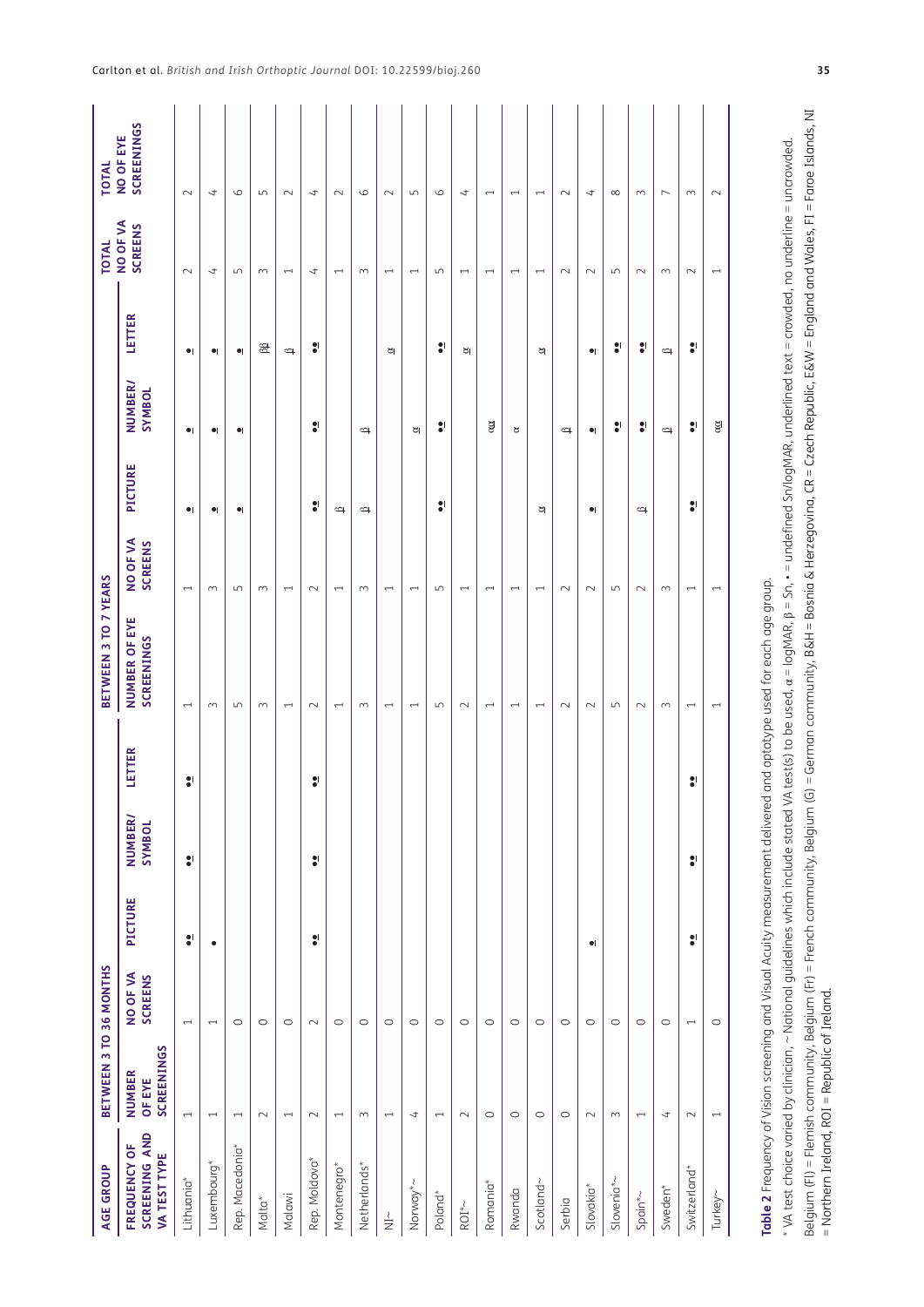| AGE GROUP | BETWEEN 3 TO 36 MONTHS | | | | | BETWEEN 3 TO 7 YEARS | | | | | TOTAL NO OF VA SCREENS | TOTAL NO OF EYE SCREENINGS |
|---|---|---|---|---|---|---|---|---|---|---|---|---|
| FREQUENCY OF SCREENING AND VA TEST TYPE | NUMBER OF EYE SCREENINGS | NO OF VA SCREENS | PICTURE | NUMBER/ SYMBOL | LETTER | NUMBER OF EYE SCREENINGS | NO OF VA SCREENS | PICTURE | NUMBER/ SYMBOL | LETTER | | |
| Lithuania* | 1 | 1 | ••̲ | ••̲ | ••̲ | 1 | 1 | •̲ | •̲ | •̲ | 2 | 2 |
| Luxembourg* | 1 | 1 | • | | | 3 | 3 | •̲ | •̲ | •̲ | 4 | 4 |
| Rep. Macedonia* | 1 | 0 | | | | 5 | 5 | •̲ | •̲ | •̲ | 5 | 6 |
| Malta* | 2 | 0 | | | | 3 | 3 | | | ββ̲ | 3 | 5 |
| Malawi | 1 | 0 | | | | 1 | 1 | | | β̲ | 1 | 2 |
| Rep. Moldova* | 2 | 2 | ••̲ | ••̲ | ••̲ | 2 | 2 | ••̲ | ••̲ | ••̲ | 4 | 4 |
| Montenegro* | 1 | 0 | | | | 1 | 1 | β̲ | | | 1 | 2 |
| Netherlands* | 3 | 0 | | | | 3 | 3 | β̲ | β̲ | | 3 | 6 |
| NI~ | 1 | 0 | | | | 1 | 1 | | | α̲ | 1 | 2 |
| Norway*~ | 4 | 0 | | | | 1 | 1 | | α̲ | | 1 | 5 |
| Poland* | 1 | 0 | | | | 5 | 5 | ••̲ | ••̲ | ••̲ | 5 | 6 |
| ROI*~ | 2 | 0 | | | | 2 | 1 | | | α̲ | 1 | 4 |
| Romania* | 0 | 0 | | | | 1 | 1 | | αα̲ | | 1 | 1 |
| Rwanda | 0 | 0 | | | | 1 | 1 | | α | | 1 | 1 |
| Scotland~ | 0 | 0 | | | | 1 | 1 | α̲ | | α̲ | 1 | 1 |
| Serbia | 0 | 0 | | | | 2 | 2 | | β̲ | | 2 | 2 |
| Slovakia* | 2 | 0 | •̲ | | | 2 | 2 | •̲ | •̲ | •̲ | 2 | 4 |
| Slovenia*~ | 3 | 0 | | | | 5 | 5 | | ••̲ | ••̲ | 5 | 8 |
| Spain*~ | 1 | 0 | | | | 2 | 2 | β̲ | ••̲ | ••̲ | 2 | 3 |
| Sweden* | 4 | 0 | | | | 3 | 3 | | β̲ | β̲ | 3 | 7 |
| Switzerland* | 2 | 1 | ••̲ | ••̲ | ••̲ | 1 | 1 | ••̲ | ••̲ | ••̲ | 2 | 3 |
| Turkey~ | 1 | 0 | | | | 1 | 1 | | αα̲ | | 1 | 2 |

**Table 2** Frequency of Vision screening and Visual Acuity measurement delivered and optotype used for each age group.

* VA test choice varied by clinician, ~ National guidelines which include stated VA test(s) to be used, α = logMAR, β = Sn, • = undefined Sn/logMAR, underlined text = crowded, no underline = uncrowded.

Belgium (Fl) = Flemish community, Belgium (Fr) = French community, Belgium (G) = German community, B&H = Bosnia & Herzegovina, CR = Czech Republic, E&W = England and Wales, FI = Faroe Islands, NI = Northern Ireland, ROI = Republic of Ireland.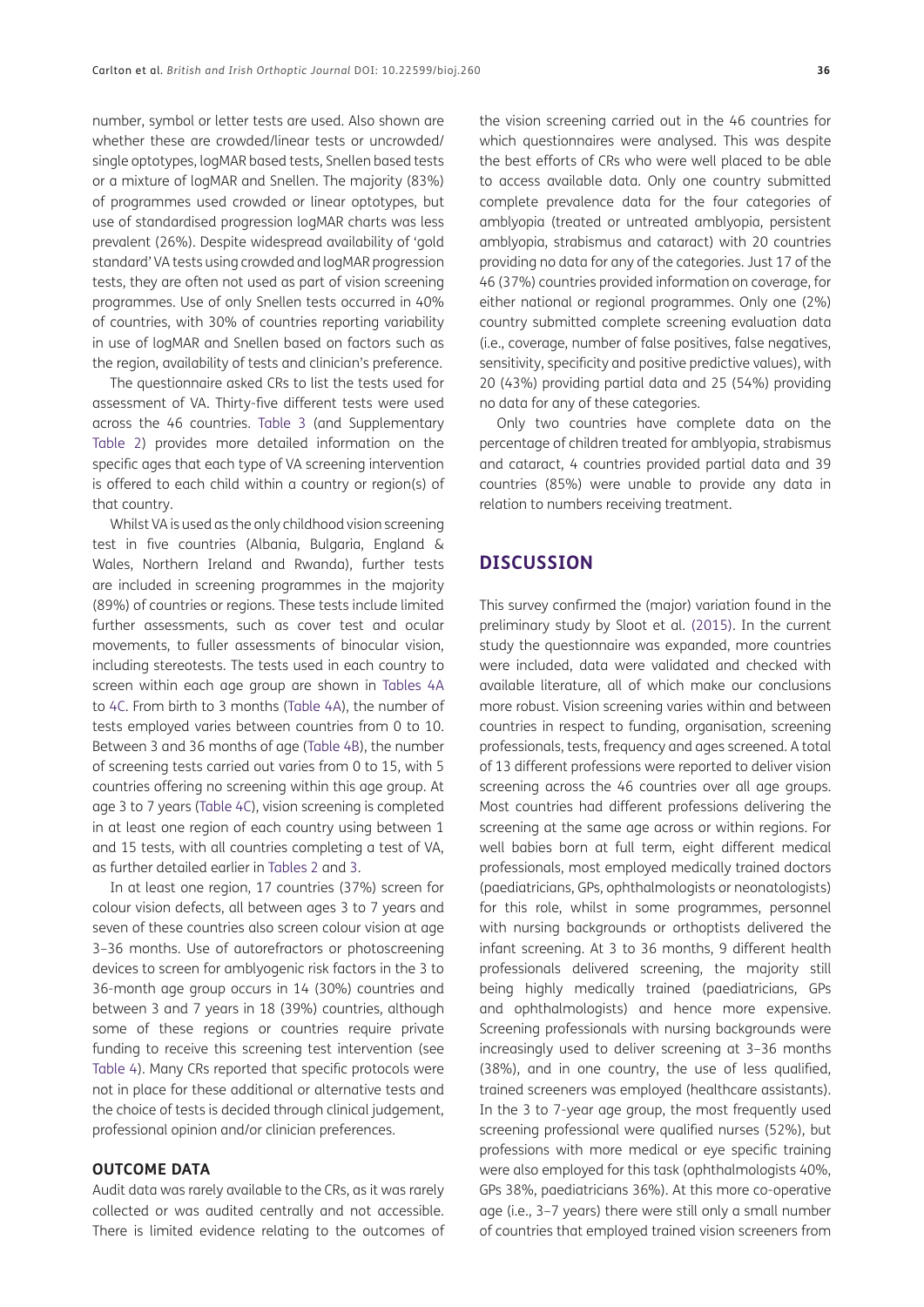number, symbol or letter tests are used. Also shown are whether these are crowded/linear tests or uncrowded/single optotypes, logMAR based tests, Snellen based tests or a mixture of logMAR and Snellen. The majority (83%) of programmes used crowded or linear optotypes, but use of standardised progression logMAR charts was less prevalent (26%). Despite widespread availability of 'gold standard' VA tests using crowded and logMAR progression tests, they are often not used as part of vision screening programmes. Use of only Snellen tests occurred in 40% of countries, with 30% of countries reporting variability in use of logMAR and Snellen based on factors such as the region, availability of tests and clinician's preference.

The questionnaire asked CRs to list the tests used for assessment of VA. Thirty-five different tests were used across the 46 countries. Table 3 (and Supplementary Table 2) provides more detailed information on the specific ages that each type of VA screening intervention is offered to each child within a country or region(s) of that country.

Whilst VA is used as the only childhood vision screening test in five countries (Albania, Bulgaria, England & Wales, Northern Ireland and Rwanda), further tests are included in screening programmes in the majority (89%) of countries or regions. These tests include limited further assessments, such as cover test and ocular movements, to fuller assessments of binocular vision, including stereotests. The tests used in each country to screen within each age group are shown in Tables 4A to 4C. From birth to 3 months (Table 4A), the number of tests employed varies between countries from 0 to 10. Between 3 and 36 months of age (Table 4B), the number of screening tests carried out varies from 0 to 15, with 5 countries offering no screening within this age group. At age 3 to 7 years (Table 4C), vision screening is completed in at least one region of each country using between 1 and 15 tests, with all countries completing a test of VA, as further detailed earlier in Tables 2 and 3.

In at least one region, 17 countries (37%) screen for colour vision defects, all between ages 3 to 7 years and seven of these countries also screen colour vision at age 3–36 months. Use of autorefractors or photoscreening devices to screen for amblyogenic risk factors in the 3 to 36-month age group occurs in 14 (30%) countries and between 3 and 7 years in 18 (39%) countries, although some of these regions or countries require private funding to receive this screening test intervention (see Table 4). Many CRs reported that specific protocols were not in place for these additional or alternative tests and the choice of tests is decided through clinical judgement, professional opinion and/or clinician preferences.

### OUTCOME DATA

Audit data was rarely available to the CRs, as it was rarely collected or was audited centrally and not accessible. There is limited evidence relating to the outcomes of the vision screening carried out in the 46 countries for which questionnaires were analysed. This was despite the best efforts of CRs who were well placed to be able to access available data. Only one country submitted complete prevalence data for the four categories of amblyopia (treated or untreated amblyopia, persistent amblyopia, strabismus and cataract) with 20 countries providing no data for any of the categories. Just 17 of the 46 (37%) countries provided information on coverage, for either national or regional programmes. Only one (2%) country submitted complete screening evaluation data (i.e., coverage, number of false positives, false negatives, sensitivity, specificity and positive predictive values), with 20 (43%) providing partial data and 25 (54%) providing no data for any of these categories.

Only two countries have complete data on the percentage of children treated for amblyopia, strabismus and cataract, 4 countries provided partial data and 39 countries (85%) were unable to provide any data in relation to numbers receiving treatment.

## DISCUSSION

This survey confirmed the (major) variation found in the preliminary study by Sloot et al. (2015). In the current study the questionnaire was expanded, more countries were included, data were validated and checked with available literature, all of which make our conclusions more robust. Vision screening varies within and between countries in respect to funding, organisation, screening professionals, tests, frequency and ages screened. A total of 13 different professions were reported to deliver vision screening across the 46 countries over all age groups. Most countries had different professions delivering the screening at the same age across or within regions. For well babies born at full term, eight different medical professionals, most employed medically trained doctors (paediatricians, GPs, ophthalmologists or neonatologists) for this role, whilst in some programmes, personnel with nursing backgrounds or orthoptists delivered the infant screening. At 3 to 36 months, 9 different health professionals delivered screening, the majority still being highly medically trained (paediatricians, GPs and ophthalmologists) and hence more expensive. Screening professionals with nursing backgrounds were increasingly used to deliver screening at 3–36 months (38%), and in one country, the use of less qualified, trained screeners was employed (healthcare assistants). In the 3 to 7-year age group, the most frequently used screening professional were qualified nurses (52%), but professions with more medical or eye specific training were also employed for this task (ophthalmologists 40%, GPs 38%, paediatricians 36%). At this more co-operative age (i.e., 3–7 years) there were still only a small number of countries that employed trained vision screeners from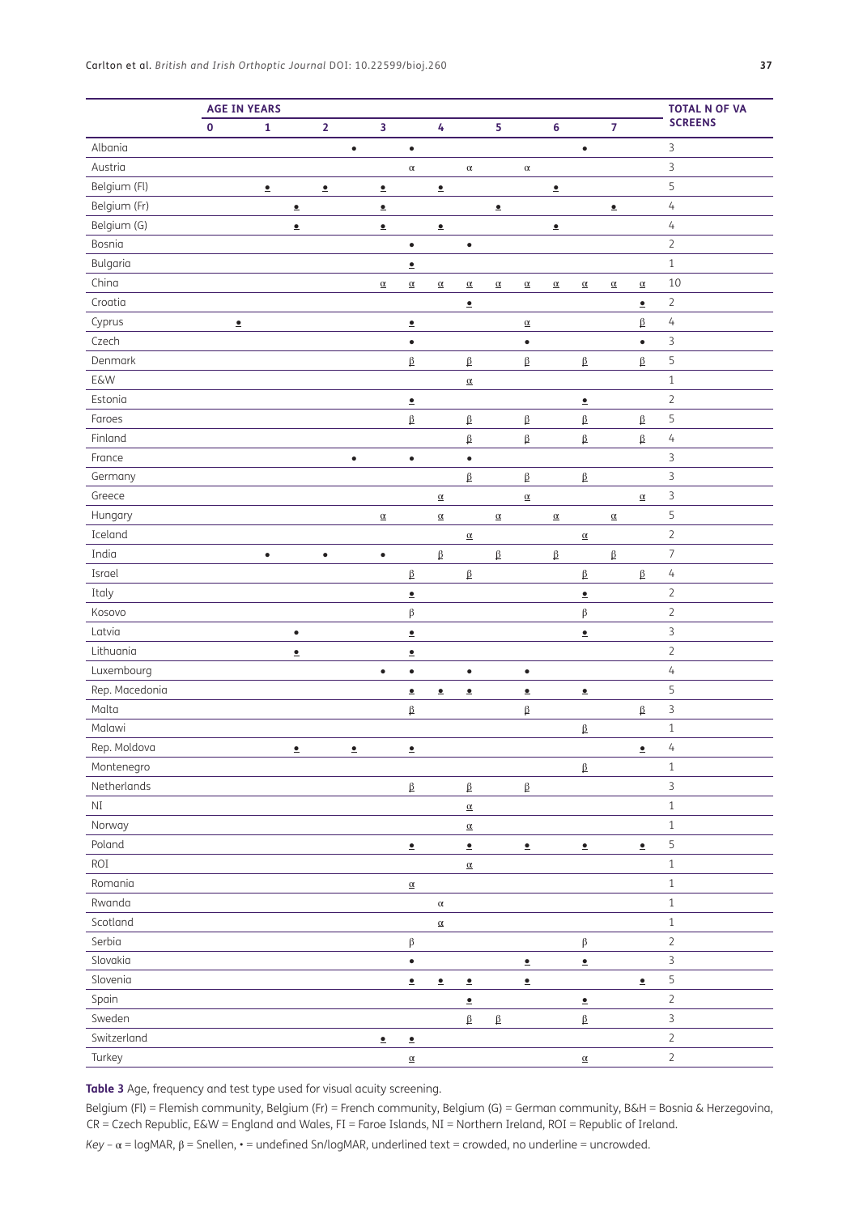| | AGE IN YEARS | | | | | | | | | | | | | | | | TOTAL N OF VA SCREENS |
|---|---|---|---|---|---|---|---|---|---|---|---|---|---|---|---|---|---|
| | 0 | | 1 | | 2 | | 3 | | 4 | | 5 | | 6 | | 7 | | |
| Albania | | | | | | • | | • | | | | | | • | | | 3 |
| Austria | | | | | | | | α | | α | | α | | | | | 3 |
| Belgium (Fl) | | | <u>•</u> | | <u>•</u> | | <u>•</u> | | <u>•</u> | | | | <u>•</u> | | | | 5 |
| Belgium (Fr) | | | | <u>•</u> | | | <u>•</u> | | | | <u>•</u> | | | | <u>•</u> | | 4 |
| Belgium (G) | | | | <u>•</u> | | | <u>•</u> | | <u>•</u> | | | | <u>•</u> | | | | 4 |
| Bosnia | | | | | | | | • | | • | | | | | | | 2 |
| Bulgaria | | | | | | | | <u>•</u> | | | | | | | | | 1 |
| China | | | | | | | <u>α</u> | <u>α</u> | <u>α</u> | <u>α</u> | <u>α</u> | <u>α</u> | <u>α</u> | <u>α</u> | <u>α</u> | <u>α</u> | 10 |
| Croatia | | | | | | | | | | <u>•</u> | | | | | | <u>•</u> | 2 |
| Cyprus | | <u>•</u> | | | | | | <u>•</u> | | | | <u>α</u> | | | | <u>β</u> | 4 |
| Czech | | | | | | | | • | | | | • | | | | • | 3 |
| Denmark | | | | | | | | <u>β</u> | | <u>β</u> | | <u>β</u> | | <u>β</u> | | <u>β</u> | 5 |
| E&W | | | | | | | | | | <u>α</u> | | | | | | | 1 |
| Estonia | | | | | | | | <u>•</u> | | | | | | <u>•</u> | | | 2 |
| Faroes | | | | | | | | <u>β</u> | | <u>β</u> | | <u>β</u> | | <u>β</u> | | <u>β</u> | 5 |
| Finland | | | | | | | | | | <u>β</u> | | <u>β</u> | | <u>β</u> | | <u>β</u> | 4 |
| France | | | | | | • | | • | | • | | | | | | | 3 |
| Germany | | | | | | | | | | <u>β</u> | | <u>β</u> | | <u>β</u> | | | 3 |
| Greece | | | | | | | | | <u>α</u> | | | <u>α</u> | | | | <u>α</u> | 3 |
| Hungary | | | | | | | <u>α</u> | | <u>α</u> | | <u>α</u> | | <u>α</u> | | <u>α</u> | | 5 |
| Iceland | | | | | | | | | | <u>α</u> | | | | <u>α</u> | | | 2 |
| India | | | • | | • | | • | | <u>β</u> | | <u>β</u> | | <u>β</u> | | <u>β</u> | | 7 |
| Israel | | | | | | | | <u>β</u> | | <u>β</u> | | | | <u>β</u> | | <u>β</u> | 4 |
| Italy | | | | | | | | <u>•</u> | | | | | | <u>•</u> | | | 2 |
| Kosovo | | | | | | | | β | | | | | | β | | | 2 |
| Latvia | | | | • | | | | <u>•</u> | | | | | | <u>•</u> | | | 3 |
| Lithuania | | | | <u>•</u> | | | | <u>•</u> | | | | | | | | | 2 |
| Luxembourg | | | | | | | • | • | | • | | • | | | | | 4 |
| Rep. Macedonia | | | | | | | | <u>•</u> | <u>•</u> | <u>•</u> | | <u>•</u> | | <u>•</u> | | | 5 |
| Malta | | | | | | | | <u>β</u> | | | | <u>β</u> | | | | <u>β</u> | 3 |
| Malawi | | | | | | | | | | | | | | <u>β</u> | | | 1 |
| Rep. Moldova | | | | <u>•</u> | | <u>•</u> | | <u>•</u> | | | | | | | | <u>•</u> | 4 |
| Montenegro | | | | | | | | | | | | | | <u>β</u> | | | 1 |
| Netherlands | | | | | | | | <u>β</u> | | <u>β</u> | | <u>β</u> | | | | | 3 |
| NI | | | | | | | | | | <u>α</u> | | | | | | | 1 |
| Norway | | | | | | | | | | <u>α</u> | | | | | | | 1 |
| Poland | | | | | | | | <u>•</u> | | <u>•</u> | | <u>•</u> | | <u>•</u> | | <u>•</u> | 5 |
| ROI | | | | | | | | | | <u>α</u> | | | | | | | 1 |
| Romania | | | | | | | | <u>α</u> | | | | | | | | | 1 |
| Rwanda | | | | | | | | | α | | | | | | | | 1 |
| Scotland | | | | | | | | | <u>α</u> | | | | | | | | 1 |
| Serbia | | | | | | | | β | | | | | | β | | | 2 |
| Slovakia | | | | | | | | • | | | | <u>•</u> | | <u>•</u> | | | 3 |
| Slovenia | | | | | | | | <u>•</u> | <u>•</u> | <u>•</u> | | <u>•</u> | | | | <u>•</u> | 5 |
| Spain | | | | | | | | | | <u>•</u> | | | | <u>•</u> | | | 2 |
| Sweden | | | | | | | | | | <u>β</u> | <u>β</u> | | | <u>β</u> | | | 3 |
| Switzerland | | | | | | | <u>•</u> | <u>•</u> | | | | | | | | | 2 |
| Turkey | | | | | | | | <u>α</u> | | | | | | <u>α</u> | | | 2 |

**Table 3** Age, frequency and test type used for visual acuity screening.

Belgium (Fl) = Flemish community, Belgium (Fr) = French community, Belgium (G) = German community, B&H = Bosnia & Herzegovina, CR = Czech Republic, E&W = England and Wales, FI = Faroe Islands, NI = Northern Ireland, ROI = Republic of Ireland.

*Key* – α = logMAR, β = Snellen, • = undefined Sn/logMAR, underlined text = crowded, no underline = uncrowded.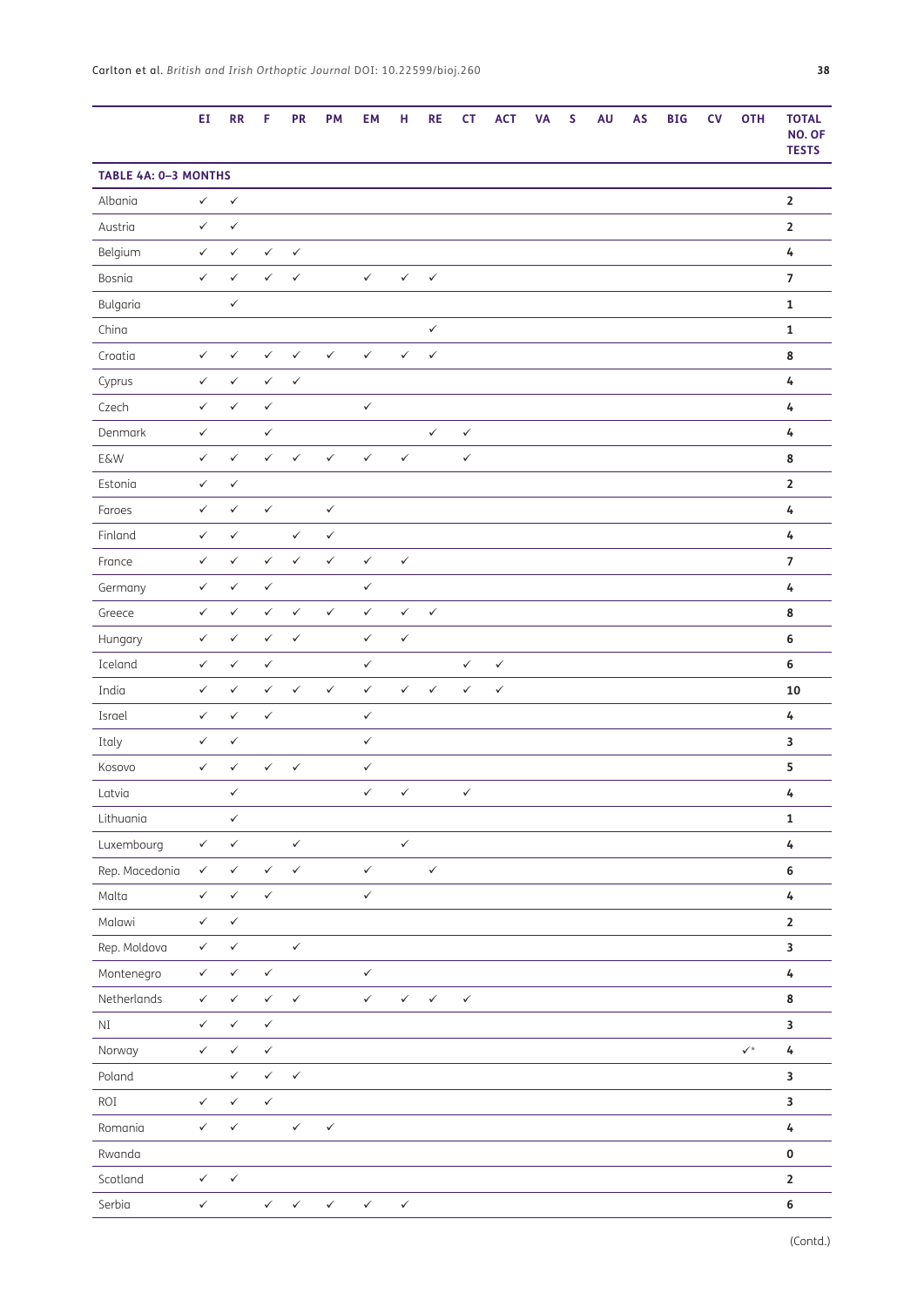| | EI | RR | F | PR | PM | EM | H | RE | CT | ACT | VA | S | AU | AS | BIG | CV | OTH | TOTAL NO. OF TESTS |
|---|---|---|---|---|---|---|---|---|---|---|---|---|---|---|---|---|---|---|
| **TABLE 4A: 0–3 MONTHS** | | | | | | | | | | | | | | | | | | |
| Albania | ✓ | ✓ | | | | | | | | | | | | | | | | **2** |
| Austria | ✓ | ✓ | | | | | | | | | | | | | | | | **2** |
| Belgium | ✓ | ✓ | ✓ | ✓ | | | | | | | | | | | | | | **4** |
| Bosnia | ✓ | ✓ | ✓ | ✓ | | ✓ | ✓ | ✓ | | | | | | | | | | **7** |
| Bulgaria | | ✓ | | | | | | | | | | | | | | | | **1** |
| China | | | | | | | | ✓ | | | | | | | | | | **1** |
| Croatia | ✓ | ✓ | ✓ | ✓ | ✓ | ✓ | ✓ | ✓ | | | | | | | | | | **8** |
| Cyprus | ✓ | ✓ | ✓ | ✓ | | | | | | | | | | | | | | **4** |
| Czech | ✓ | ✓ | ✓ | | | ✓ | | | | | | | | | | | | **4** |
| Denmark | ✓ | | ✓ | | | | | ✓ | ✓ | | | | | | | | | **4** |
| E&W | ✓ | ✓ | ✓ | ✓ | ✓ | ✓ | ✓ | | ✓ | | | | | | | | | **8** |
| Estonia | ✓ | ✓ | | | | | | | | | | | | | | | | **2** |
| Faroes | ✓ | ✓ | ✓ | | ✓ | | | | | | | | | | | | | **4** |
| Finland | ✓ | ✓ | | ✓ | ✓ | | | | | | | | | | | | | **4** |
| France | ✓ | ✓ | ✓ | ✓ | ✓ | ✓ | ✓ | | | | | | | | | | | **7** |
| Germany | ✓ | ✓ | ✓ | | | ✓ | | | | | | | | | | | | **4** |
| Greece | ✓ | ✓ | ✓ | ✓ | ✓ | ✓ | ✓ | ✓ | | | | | | | | | | **8** |
| Hungary | ✓ | ✓ | ✓ | ✓ | | ✓ | ✓ | | | | | | | | | | | **6** |
| Iceland | ✓ | ✓ | ✓ | | | ✓ | | | ✓ | ✓ | | | | | | | | **6** |
| India | ✓ | ✓ | ✓ | ✓ | ✓ | ✓ | ✓ | ✓ | ✓ | ✓ | | | | | | | | **10** |
| Israel | ✓ | ✓ | ✓ | | | ✓ | | | | | | | | | | | | **4** |
| Italy | ✓ | ✓ | | | | ✓ | | | | | | | | | | | | **3** |
| Kosovo | ✓ | ✓ | ✓ | ✓ | | ✓ | | | | | | | | | | | | **5** |
| Latvia | | ✓ | | | | ✓ | ✓ | | ✓ | | | | | | | | | **4** |
| Lithuania | | ✓ | | | | | | | | | | | | | | | | **1** |
| Luxembourg | ✓ | ✓ | | ✓ | | | ✓ | | | | | | | | | | | **4** |
| Rep. Macedonia | ✓ | ✓ | ✓ | ✓ | | ✓ | | ✓ | | | | | | | | | | **6** |
| Malta | ✓ | ✓ | ✓ | | | ✓ | | | | | | | | | | | | **4** |
| Malawi | ✓ | ✓ | | | | | | | | | | | | | | | | **2** |
| Rep. Moldova | ✓ | ✓ | | ✓ | | | | | | | | | | | | | | **3** |
| Montenegro | ✓ | ✓ | ✓ | | | ✓ | | | | | | | | | | | | **4** |
| Netherlands | ✓ | ✓ | ✓ | ✓ | | ✓ | ✓ | ✓ | ✓ | | | | | | | | | **8** |
| NI | ✓ | ✓ | ✓ | | | | | | | | | | | | | | | **3** |
| Norway | ✓ | ✓ | ✓ | | | | | | | | | | | | | | ✓* | **4** |
| Poland | | ✓ | ✓ | ✓ | | | | | | | | | | | | | | **3** |
| ROI | ✓ | ✓ | ✓ | | | | | | | | | | | | | | | **3** |
| Romania | ✓ | ✓ | | ✓ | ✓ | | | | | | | | | | | | | **4** |
| Rwanda | | | | | | | | | | | | | | | | | | **0** |
| Scotland | ✓ | ✓ | | | | | | | | | | | | | | | | **2** |
| Serbia | ✓ | | ✓ | ✓ | ✓ | ✓ | ✓ | | | | | | | | | | | **6** |

(Contd.)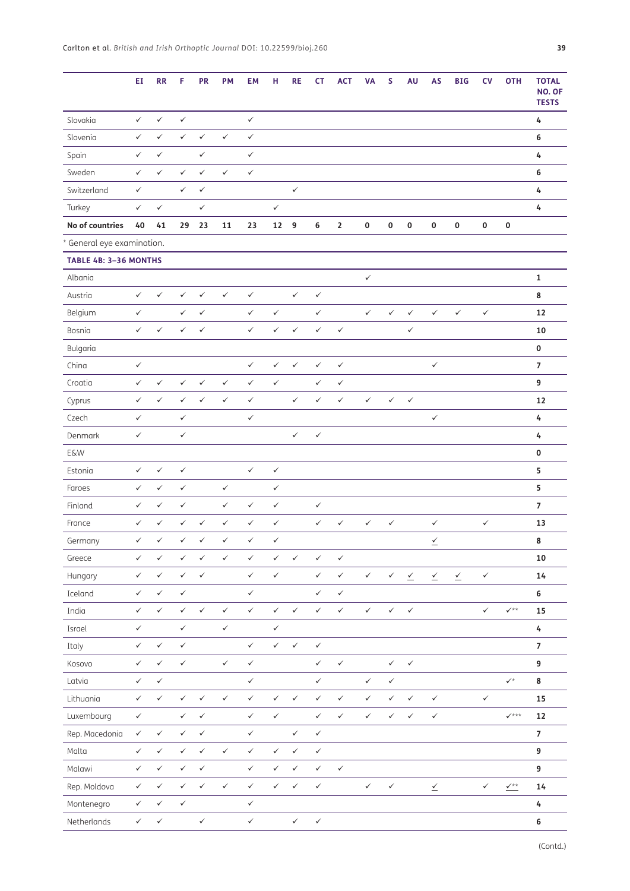| | EI | RR | F | PR | PM | EM | H | RE | CT | ACT | VA | S | AU | AS | BIG | CV | OTH | TOTAL NO. OF TESTS |
|---|---|---|---|---|---|---|---|---|---|---|---|---|---|---|---|---|---|---|
| Slovakia | ✓ | ✓ | ✓ | | | ✓ | | | | | | | | | | | | **4** |
| Slovenia | ✓ | ✓ | ✓ | ✓ | ✓ | ✓ | | | | | | | | | | | | **6** |
| Spain | ✓ | ✓ | | ✓ | | ✓ | | | | | | | | | | | | **4** |
| Sweden | ✓ | ✓ | ✓ | ✓ | ✓ | ✓ | | | | | | | | | | | | **6** |
| Switzerland | ✓ | | ✓ | ✓ | | | | ✓ | | | | | | | | | | **4** |
| Turkey | ✓ | ✓ | | ✓ | | | ✓ | | | | | | | | | | | **4** |
| **No of countries** | **40** | **41** | **29** | **23** | **11** | **23** | **12** | **9** | **6** | **2** | **0** | **0** | **0** | **0** | **0** | **0** | **0** | |

\* General eye examination.

**TABLE 4B: 3–36 MONTHS**

| | EI | RR | F | PR | PM | EM | H | RE | CT | ACT | VA | S | AU | AS | BIG | CV | OTH | TOTAL NO. OF TESTS |
|---|---|---|---|---|---|---|---|---|---|---|---|---|---|---|---|---|---|---|
| Albania | | | | | | | | | | | ✓ | | | | | | | **1** |
| Austria | ✓ | ✓ | ✓ | ✓ | ✓ | ✓ | | ✓ | ✓ | | | | | | | | | **8** |
| Belgium | ✓ | | ✓ | ✓ | | ✓ | ✓ | | ✓ | | ✓ | ✓ | ✓ | ✓ | ✓ | ✓ | | **12** |
| Bosnia | ✓ | ✓ | ✓ | ✓ | | ✓ | ✓ | ✓ | ✓ | ✓ | | | ✓ | | | | | **10** |
| Bulgaria | | | | | | | | | | | | | | | | | | **0** |
| China | ✓ | | | | | ✓ | ✓ | ✓ | ✓ | ✓ | | | | ✓ | | | | **7** |
| Croatia | ✓ | ✓ | ✓ | ✓ | ✓ | ✓ | ✓ | | ✓ | ✓ | | | | | | | | **9** |
| Cyprus | ✓ | ✓ | ✓ | ✓ | ✓ | ✓ | | ✓ | ✓ | ✓ | ✓ | ✓ | ✓ | | | | | **12** |
| Czech | ✓ | | ✓ | | | ✓ | | | | | | | | ✓ | | | | **4** |
| Denmark | ✓ | | ✓ | | | | | ✓ | ✓ | | | | | | | | | **4** |
| E&W | | | | | | | | | | | | | | | | | | **0** |
| Estonia | ✓ | ✓ | ✓ | | | ✓ | ✓ | | | | | | | | | | | **5** |
| Faroes | ✓ | ✓ | ✓ | | ✓ | | ✓ | | | | | | | | | | | **5** |
| Finland | ✓ | ✓ | ✓ | | ✓ | ✓ | ✓ | | ✓ | | | | | | | | | **7** |
| France | ✓ | ✓ | ✓ | ✓ | ✓ | ✓ | ✓ | | ✓ | ✓ | ✓ | ✓ | | ✓ | | ✓ | | **13** |
| Germany | ✓ | ✓ | ✓ | ✓ | ✓ | ✓ | ✓ | | | | | | | <u>✓</u> | | | | **8** |
| Greece | ✓ | ✓ | ✓ | ✓ | ✓ | ✓ | ✓ | ✓ | ✓ | ✓ | | | | | | | | **10** |
| Hungary | ✓ | ✓ | ✓ | ✓ | | ✓ | ✓ | | ✓ | ✓ | ✓ | ✓ | <u>✓</u> | <u>✓</u> | <u>✓</u> | ✓ | | **14** |
| Iceland | ✓ | ✓ | ✓ | | | ✓ | | | ✓ | ✓ | | | | | | | | **6** |
| India | ✓ | ✓ | ✓ | ✓ | ✓ | ✓ | ✓ | ✓ | ✓ | ✓ | ✓ | ✓ | ✓ | | | ✓ | ✓** | **15** |
| Israel | ✓ | | ✓ | | ✓ | | ✓ | | | | | | | | | | | **4** |
| Italy | ✓ | ✓ | ✓ | | | ✓ | ✓ | ✓ | ✓ | | | | | | | | | **7** |
| Kosovo | ✓ | ✓ | ✓ | | ✓ | ✓ | | | ✓ | ✓ | | ✓ | ✓ | | | | | **9** |
| Latvia | ✓ | ✓ | | | | ✓ | | | ✓ | | ✓ | ✓ | | | | | ✓* | **8** |
| Lithuania | ✓ | ✓ | ✓ | ✓ | ✓ | ✓ | ✓ | ✓ | ✓ | ✓ | ✓ | ✓ | ✓ | ✓ | | ✓ | | **15** |
| Luxembourg | ✓ | | ✓ | ✓ | | ✓ | ✓ | | ✓ | ✓ | ✓ | ✓ | ✓ | ✓ | | | ✓*** | **12** |
| Rep. Macedonia | ✓ | ✓ | ✓ | ✓ | | ✓ | | ✓ | ✓ | | | | | | | | | **7** |
| Malta | ✓ | ✓ | ✓ | ✓ | ✓ | ✓ | ✓ | ✓ | ✓ | | | | | | | | | **9** |
| Malawi | ✓ | ✓ | ✓ | ✓ | | ✓ | ✓ | ✓ | ✓ | ✓ | | | | | | | | **9** |
| Rep. Moldova | ✓ | ✓ | ✓ | ✓ | ✓ | ✓ | ✓ | ✓ | ✓ | | ✓ | ✓ | | <u>✓</u> | | ✓ | <u>✓**</u> | **14** |
| Montenegro | ✓ | ✓ | ✓ | | | ✓ | | | | | | | | | | | | **4** |
| Netherlands | ✓ | ✓ | | ✓ | | ✓ | | ✓ | ✓ | | | | | | | | | **6** |

(Contd.)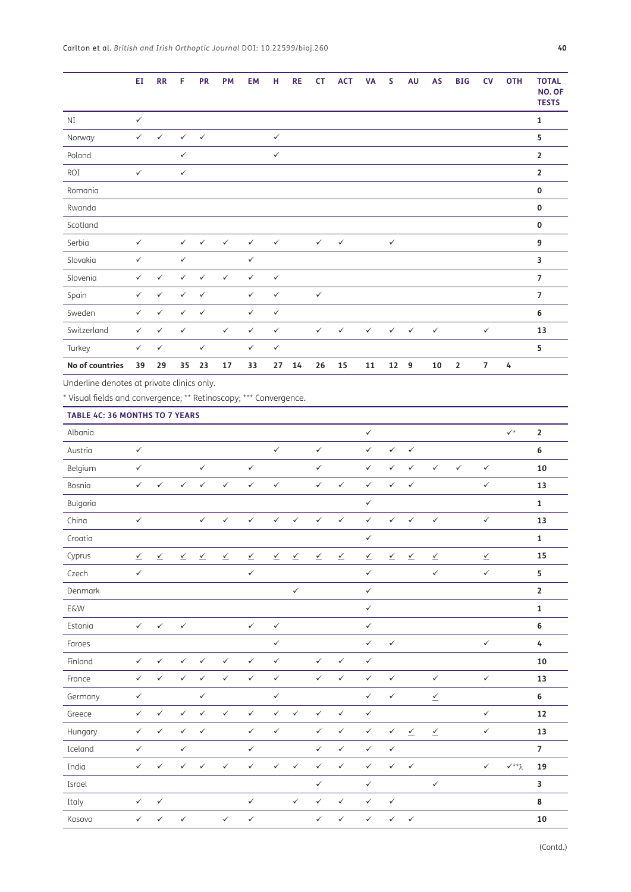| | EI | RR | F | PR | PM | EM | H | RE | CT | ACT | VA | S | AU | AS | BIG | CV | OTH | TOTAL NO. OF TESTS |
|---|---|---|---|---|---|---|---|---|---|---|---|---|---|---|---|---|---|---|
| NI | ✓ | | | | | | | | | | | | | | | | | **1** |
| Norway | ✓ | ✓ | ✓ | ✓ | | | ✓ | | | | | | | | | | | **5** |
| Poland | | | ✓ | | | | ✓ | | | | | | | | | | | **2** |
| ROI | ✓ | | ✓ | | | | | | | | | | | | | | | **2** |
| Romania | | | | | | | | | | | | | | | | | | **0** |
| Rwanda | | | | | | | | | | | | | | | | | | **0** |
| Scotland | | | | | | | | | | | | | | | | | | **0** |
| Serbia | ✓ | | ✓ | ✓ | ✓ | ✓ | ✓ | | ✓ | ✓ | | ✓ | | | | | | **9** |
| Slovakia | ✓ | | ✓ | | | ✓ | | | | | | | | | | | | **3** |
| Slovenia | ✓ | ✓ | ✓ | ✓ | ✓ | ✓ | ✓ | | | | | | | | | | | **7** |
| Spain | ✓ | ✓ | ✓ | ✓ | | ✓ | ✓ | | ✓ | | | | | | | | | **7** |
| Sweden | ✓ | ✓ | ✓ | ✓ | | ✓ | ✓ | | | | | | | | | | | **6** |
| Switzerland | ✓ | ✓ | ✓ | | ✓ | ✓ | ✓ | | ✓ | ✓ | ✓ | ✓ | ✓ | ✓ | | ✓ | | **13** |
| Turkey | ✓ | ✓ | | ✓ | | ✓ | ✓ | | | | | | | | | | | **5** |
| **No of countries** | **39** | **29** | **35** | **23** | **17** | **33** | **27** | **14** | **26** | **15** | **11** | **12** | **9** | **10** | **2** | **7** | **4** | |

Underline denotes at private clinics only.

\* Visual fields and convergence; \*\* Retinoscopy; \*\*\* Convergence.

**TABLE 4C: 36 MONTHS TO 7 YEARS**

| | EI | RR | F | PR | PM | EM | H | RE | CT | ACT | VA | S | AU | AS | BIG | CV | OTH | TOTAL NO. OF TESTS |
|---|---|---|---|---|---|---|---|---|---|---|---|---|---|---|---|---|---|---|
| Albania | | | | | | | | | | | ✓ | | | | | | ✓* | **2** |
| Austria | ✓ | | | | | | ✓ | | ✓ | | ✓ | ✓ | ✓ | | | | | **6** |
| Belgium | ✓ | | | ✓ | | ✓ | | | ✓ | | ✓ | ✓ | ✓ | ✓ | ✓ | ✓ | | **10** |
| Bosnia | ✓ | ✓ | ✓ | ✓ | ✓ | ✓ | ✓ | | ✓ | ✓ | ✓ | ✓ | ✓ | | | ✓ | | **13** |
| Bulgaria | | | | | | | | | | | ✓ | | | | | | | **1** |
| China | ✓ | | | ✓ | ✓ | ✓ | ✓ | ✓ | ✓ | ✓ | ✓ | ✓ | ✓ | ✓ | | ✓ | | **13** |
| Croatia | | | | | | | | | | | ✓ | | | | | | | **1** |
| Cyprus | <u>✓</u> | <u>✓</u> | <u>✓</u> | <u>✓</u> | <u>✓</u> | <u>✓</u> | <u>✓</u> | <u>✓</u> | <u>✓</u> | <u>✓</u> | <u>✓</u> | <u>✓</u> | <u>✓</u> | <u>✓</u> | | <u>✓</u> | | **15** |
| Czech | ✓ | | | | | ✓ | | | | | ✓ | | | ✓ | | ✓ | | **5** |
| Denmark | | | | | | | | ✓ | | | ✓ | | | | | | | **2** |
| E&W | | | | | | | | | | | ✓ | | | | | | | **1** |
| Estonia | ✓ | ✓ | ✓ | | | ✓ | ✓ | | | | ✓ | | | | | | | **6** |
| Faroes | | | | | | | ✓ | | | | ✓ | ✓ | | | | ✓ | | **4** |
| Finland | ✓ | ✓ | ✓ | ✓ | ✓ | ✓ | ✓ | | ✓ | ✓ | ✓ | | | | | | | **10** |
| France | ✓ | ✓ | ✓ | ✓ | ✓ | ✓ | ✓ | | ✓ | ✓ | ✓ | ✓ | | ✓ | | ✓ | | **13** |
| Germany | ✓ | | | ✓ | | | ✓ | | | | ✓ | ✓ | | <u>✓</u> | | | | **6** |
| Greece | ✓ | ✓ | ✓ | ✓ | ✓ | ✓ | ✓ | ✓ | ✓ | ✓ | ✓ | | | | | ✓ | | **12** |
| Hungary | ✓ | ✓ | ✓ | ✓ | | ✓ | ✓ | | ✓ | ✓ | ✓ | ✓ | <u>✓</u> | <u>✓</u> | | ✓ | | **13** |
| Iceland | ✓ | | ✓ | | | ✓ | | | ✓ | ✓ | ✓ | ✓ | | | | | | **7** |
| India | ✓ | ✓ | ✓ | ✓ | ✓ | ✓ | ✓ | ✓ | ✓ | ✓ | ✓ | ✓ | ✓ | | | ✓ | ✓**λ | **19** |
| Israel | | | | | | | | | ✓ | | ✓ | | | ✓ | | | | **3** |
| Italy | ✓ | ✓ | | | | ✓ | | ✓ | ✓ | ✓ | ✓ | ✓ | | | | | | **8** |
| Kosovo | ✓ | ✓ | ✓ | | ✓ | ✓ | | | ✓ | ✓ | ✓ | ✓ | ✓ | | | | | **10** |

(Contd.)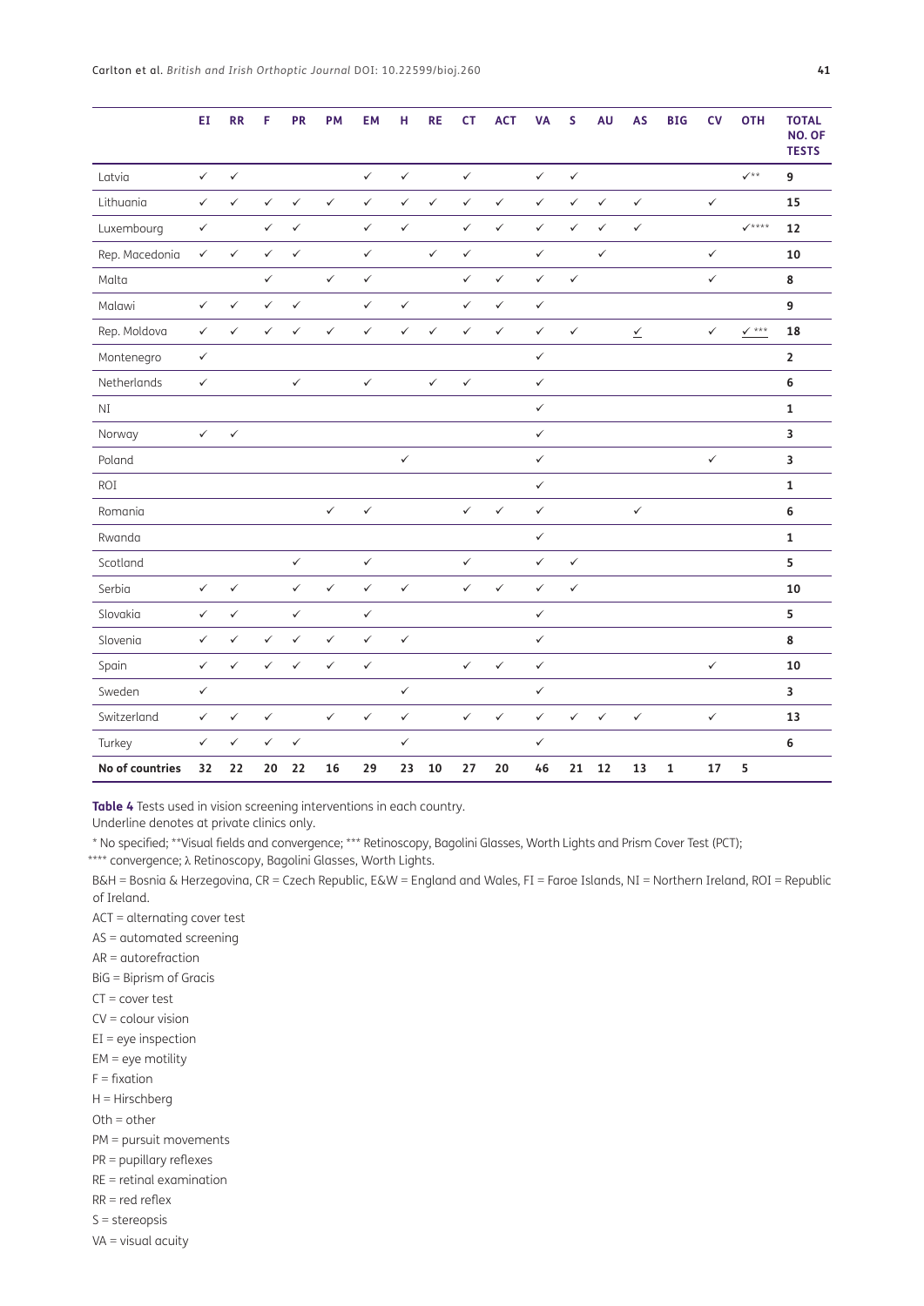| | EI | RR | F | PR | PM | EM | H | RE | CT | ACT | VA | S | AU | AS | BIG | CV | OTH | TOTAL NO. OF TESTS |
|---|---|---|---|---|---|---|---|---|---|---|---|---|---|---|---|---|---|---|
| Latvia | ✓ | ✓ | | | | ✓ | ✓ | | ✓ | | ✓ | ✓ | | | | | ✓** | 9 |
| Lithuania | ✓ | ✓ | ✓ | ✓ | ✓ | ✓ | ✓ | ✓ | ✓ | ✓ | ✓ | ✓ | ✓ | ✓ | | ✓ | | 15 |
| Luxembourg | ✓ | | ✓ | ✓ | | ✓ | ✓ | | ✓ | ✓ | ✓ | ✓ | ✓ | ✓ | | | ✓**** | 12 |
| Rep. Macedonia | ✓ | ✓ | ✓ | ✓ | | ✓ | | ✓ | ✓ | | ✓ | | ✓ | | | ✓ | | 10 |
| Malta | | | ✓ | | ✓ | ✓ | | | ✓ | ✓ | ✓ | ✓ | | | | ✓ | | 8 |
| Malawi | ✓ | ✓ | ✓ | ✓ | | ✓ | ✓ | | ✓ | ✓ | ✓ | | | | | | | 9 |
| Rep. Moldova | ✓ | ✓ | ✓ | ✓ | ✓ | ✓ | ✓ | ✓ | ✓ | ✓ | ✓ | ✓ | | <u>✓</u> | | ✓ | ✓ *** | 18 |
| Montenegro | ✓ | | | | | | | | | | ✓ | | | | | | | 2 |
| Netherlands | ✓ | | | ✓ | | ✓ | | ✓ | ✓ | | ✓ | | | | | | | 6 |
| NI | | | | | | | | | | | ✓ | | | | | | | 1 |
| Norway | ✓ | ✓ | | | | | | | | | ✓ | | | | | | | 3 |
| Poland | | | | | | | ✓ | | | | ✓ | | | | | ✓ | | 3 |
| ROI | | | | | | | | | | | ✓ | | | | | | | 1 |
| Romania | | | | | ✓ | ✓ | | | ✓ | ✓ | ✓ | | | ✓ | | | | 6 |
| Rwanda | | | | | | | | | | | ✓ | | | | | | | 1 |
| Scotland | | | | ✓ | | ✓ | | | ✓ | | ✓ | ✓ | | | | | | 5 |
| Serbia | ✓ | ✓ | | ✓ | ✓ | ✓ | ✓ | | ✓ | ✓ | ✓ | ✓ | | | | | | 10 |
| Slovakia | ✓ | ✓ | | ✓ | | ✓ | | | | | ✓ | | | | | | | 5 |
| Slovenia | ✓ | ✓ | ✓ | ✓ | ✓ | ✓ | ✓ | | | | ✓ | | | | | | | 8 |
| Spain | ✓ | ✓ | ✓ | ✓ | ✓ | ✓ | | | ✓ | ✓ | ✓ | | | | | ✓ | | 10 |
| Sweden | ✓ | | | | | | ✓ | | | | ✓ | | | | | | | 3 |
| Switzerland | ✓ | ✓ | ✓ | | ✓ | ✓ | ✓ | | ✓ | ✓ | ✓ | ✓ | ✓ | ✓ | | ✓ | | 13 |
| Turkey | ✓ | ✓ | ✓ | ✓ | | | ✓ | | | | ✓ | | | | | | | 6 |
| **No of countries** | **32** | **22** | **20** | **22** | **16** | **29** | **23** | **10** | **27** | **20** | **46** | **21** | **12** | **13** | **1** | **17** | **5** | |

**Table 4** Tests used in vision screening interventions in each country.
Underline denotes at private clinics only.

* No specified; **Visual fields and convergence; *** Retinoscopy, Bagolini Glasses, Worth Lights and Prism Cover Test (PCT);
**** convergence; λ Retinoscopy, Bagolini Glasses, Worth Lights.

B&H = Bosnia & Herzegovina, CR = Czech Republic, E&W = England and Wales, FI = Faroe Islands, NI = Northern Ireland, ROI = Republic of Ireland.

ACT = alternating cover test
AS = automated screening
AR = autorefraction
BiG = Biprism of Gracis
CT = cover test
CV = colour vision
EI = eye inspection
EM = eye motility
F = fixation
H = Hirschberg
Oth = other
PM = pursuit movements
PR = pupillary reflexes
RE = retinal examination
RR = red reflex
S = stereopsis
VA = visual acuity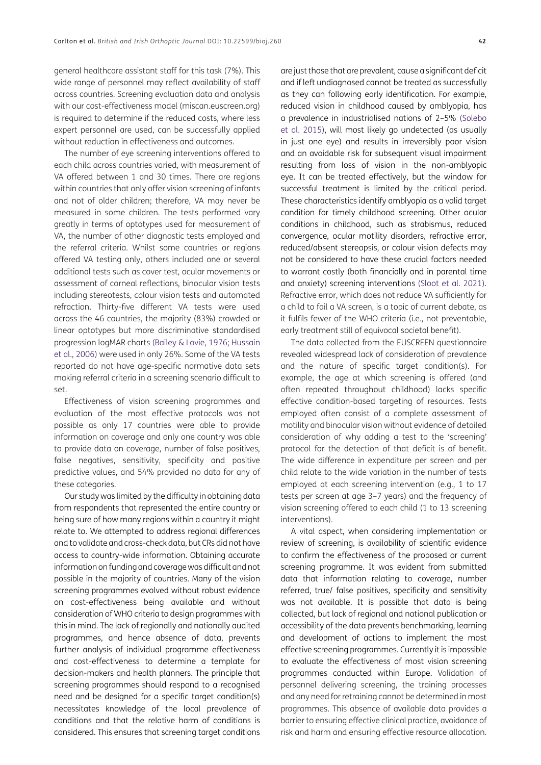general healthcare assistant staff for this task (7%). This wide range of personnel may reflect availability of staff across countries. Screening evaluation data and analysis with our cost-effectiveness model (miscan.euscreen.org) is required to determine if the reduced costs, where less expert personnel are used, can be successfully applied without reduction in effectiveness and outcomes.

The number of eye screening interventions offered to each child across countries varied, with measurement of VA offered between 1 and 30 times. There are regions within countries that only offer vision screening of infants and not of older children; therefore, VA may never be measured in some children. The tests performed vary greatly in terms of optotypes used for measurement of VA, the number of other diagnostic tests employed and the referral criteria. Whilst some countries or regions offered VA testing only, others included one or several additional tests such as cover test, ocular movements or assessment of corneal reflections, binocular vision tests including stereotests, colour vision tests and automated refraction. Thirty-five different VA tests were used across the 46 countries, the majority (83%) crowded or linear optotypes but more discriminative standardised progression logMAR charts (Bailey & Lovie, 1976; Hussain et al., 2006) were used in only 26%. Some of the VA tests reported do not have age-specific normative data sets making referral criteria in a screening scenario difficult to set.

Effectiveness of vision screening programmes and evaluation of the most effective protocols was not possible as only 17 countries were able to provide information on coverage and only one country was able to provide data on coverage, number of false positives, false negatives, sensitivity, specificity and positive predictive values, and 54% provided no data for any of these categories.

Our study was limited by the difficulty in obtaining data from respondents that represented the entire country or being sure of how many regions within a country it might relate to. We attempted to address regional differences and to validate and cross-check data, but CRs did not have access to country-wide information. Obtaining accurate information on funding and coverage was difficult and not possible in the majority of countries. Many of the vision screening programmes evolved without robust evidence on cost-effectiveness being available and without consideration of WHO criteria to design programmes with this in mind. The lack of regionally and nationally audited programmes, and hence absence of data, prevents further analysis of individual programme effectiveness and cost-effectiveness to determine a template for decision-makers and health planners. The principle that screening programmes should respond to a recognised need and be designed for a specific target condition(s) necessitates knowledge of the local prevalence of conditions and that the relative harm of conditions is considered. This ensures that screening target conditions are just those that are prevalent, cause a significant deficit and if left undiagnosed cannot be treated as successfully as they can following early identification. For example, reduced vision in childhood caused by amblyopia, has a prevalence in industrialised nations of 2–5% (Solebo et al. 2015), will most likely go undetected (as usually in just one eye) and results in irreversibly poor vision and an avoidable risk for subsequent visual impairment resulting from loss of vision in the non-amblyopic eye. It can be treated effectively, but the window for successful treatment is limited by the critical period. These characteristics identify amblyopia as a valid target condition for timely childhood screening. Other ocular conditions in childhood, such as strabismus, reduced convergence, ocular motility disorders, refractive error, reduced/absent stereopsis, or colour vision defects may not be considered to have these crucial factors needed to warrant costly (both financially and in parental time and anxiety) screening interventions (Sloot et al. 2021). Refractive error, which does not reduce VA sufficiently for a child to fail a VA screen, is a topic of current debate, as it fulfils fewer of the WHO criteria (i.e., not preventable, early treatment still of equivocal societal benefit).

The data collected from the EUSCREEN questionnaire revealed widespread lack of consideration of prevalence and the nature of specific target condition(s). For example, the age at which screening is offered (and often repeated throughout childhood) lacks specific effective condition-based targeting of resources. Tests employed often consist of a complete assessment of motility and binocular vision without evidence of detailed consideration of why adding a test to the 'screening' protocol for the detection of that deficit is of benefit. The wide difference in expenditure per screen and per child relate to the wide variation in the number of tests employed at each screening intervention (e.g., 1 to 17 tests per screen at age 3–7 years) and the frequency of vision screening offered to each child (1 to 13 screening interventions).

A vital aspect, when considering implementation or review of screening, is availability of scientific evidence to confirm the effectiveness of the proposed or current screening programme. It was evident from submitted data that information relating to coverage, number referred, true/ false positives, specificity and sensitivity was not available. It is possible that data is being collected, but lack of regional and national publication or accessibility of the data prevents benchmarking, learning and development of actions to implement the most effective screening programmes. Currently it is impossible to evaluate the effectiveness of most vision screening programmes conducted within Europe. Validation of personnel delivering screening, the training processes and any need for retraining cannot be determined in most programmes. This absence of available data provides a barrier to ensuring effective clinical practice, avoidance of risk and harm and ensuring effective resource allocation.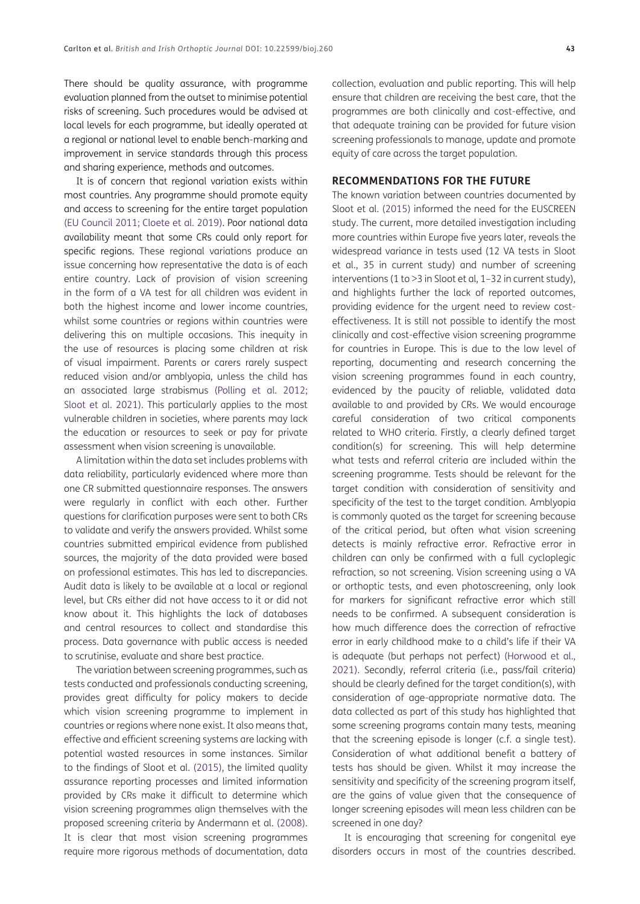There should be quality assurance, with programme evaluation planned from the outset to minimise potential risks of screening. Such procedures would be advised at local levels for each programme, but ideally operated at a regional or national level to enable bench-marking and improvement in service standards through this process and sharing experience, methods and outcomes.

It is of concern that regional variation exists within most countries. Any programme should promote equity and access to screening for the entire target population (EU Council 2011; Cloete et al. 2019). Poor national data availability meant that some CRs could only report for specific regions. These regional variations produce an issue concerning how representative the data is of each entire country. Lack of provision of vision screening in the form of a VA test for all children was evident in both the highest income and lower income countries, whilst some countries or regions within countries were delivering this on multiple occasions. This inequity in the use of resources is placing some children at risk of visual impairment. Parents or carers rarely suspect reduced vision and/or amblyopia, unless the child has an associated large strabismus (Polling et al. 2012; Sloot et al. 2021). This particularly applies to the most vulnerable children in societies, where parents may lack the education or resources to seek or pay for private assessment when vision screening is unavailable.

A limitation within the data set includes problems with data reliability, particularly evidenced where more than one CR submitted questionnaire responses. The answers were regularly in conflict with each other. Further questions for clarification purposes were sent to both CRs to validate and verify the answers provided. Whilst some countries submitted empirical evidence from published sources, the majority of the data provided were based on professional estimates. This has led to discrepancies. Audit data is likely to be available at a local or regional level, but CRs either did not have access to it or did not know about it. This highlights the lack of databases and central resources to collect and standardise this process. Data governance with public access is needed to scrutinise, evaluate and share best practice.

The variation between screening programmes, such as tests conducted and professionals conducting screening, provides great difficulty for policy makers to decide which vision screening programme to implement in countries or regions where none exist. It also means that, effective and efficient screening systems are lacking with potential wasted resources in some instances. Similar to the findings of Sloot et al. (2015), the limited quality assurance reporting processes and limited information provided by CRs make it difficult to determine which vision screening programmes align themselves with the proposed screening criteria by Andermann et al. (2008). It is clear that most vision screening programmes require more rigorous methods of documentation, data collection, evaluation and public reporting. This will help ensure that children are receiving the best care, that the programmes are both clinically and cost-effective, and that adequate training can be provided for future vision screening professionals to manage, update and promote equity of care across the target population.

## RECOMMENDATIONS FOR THE FUTURE

The known variation between countries documented by Sloot et al. (2015) informed the need for the EUSCREEN study. The current, more detailed investigation including more countries within Europe five years later, reveals the widespread variance in tests used (12 VA tests in Sloot et al., 35 in current study) and number of screening interventions (1 to >3 in Sloot et al, 1–32 in current study), and highlights further the lack of reported outcomes, providing evidence for the urgent need to review cost-effectiveness. It is still not possible to identify the most clinically and cost-effective vision screening programme for countries in Europe. This is due to the low level of reporting, documenting and research concerning the vision screening programmes found in each country, evidenced by the paucity of reliable, validated data available to and provided by CRs. We would encourage careful consideration of two critical components related to WHO criteria. Firstly, a clearly defined target condition(s) for screening. This will help determine what tests and referral criteria are included within the screening programme. Tests should be relevant for the target condition with consideration of sensitivity and specificity of the test to the target condition. Amblyopia is commonly quoted as the target for screening because of the critical period, but often what vision screening detects is mainly refractive error. Refractive error in children can only be confirmed with a full cycloplegic refraction, so not screening. Vision screening using a VA or orthoptic tests, and even photoscreening, only look for markers for significant refractive error which still needs to be confirmed. A subsequent consideration is how much difference does the correction of refractive error in early childhood make to a child's life if their VA is adequate (but perhaps not perfect) (Horwood et al., 2021). Secondly, referral criteria (i.e., pass/fail criteria) should be clearly defined for the target condition(s), with consideration of age-appropriate normative data. The data collected as part of this study has highlighted that some screening programs contain many tests, meaning that the screening episode is longer (c.f. a single test). Consideration of what additional benefit a battery of tests has should be given. Whilst it may increase the sensitivity and specificity of the screening program itself, are the gains of value given that the consequence of longer screening episodes will mean less children can be screened in one day?

It is encouraging that screening for congenital eye disorders occurs in most of the countries described.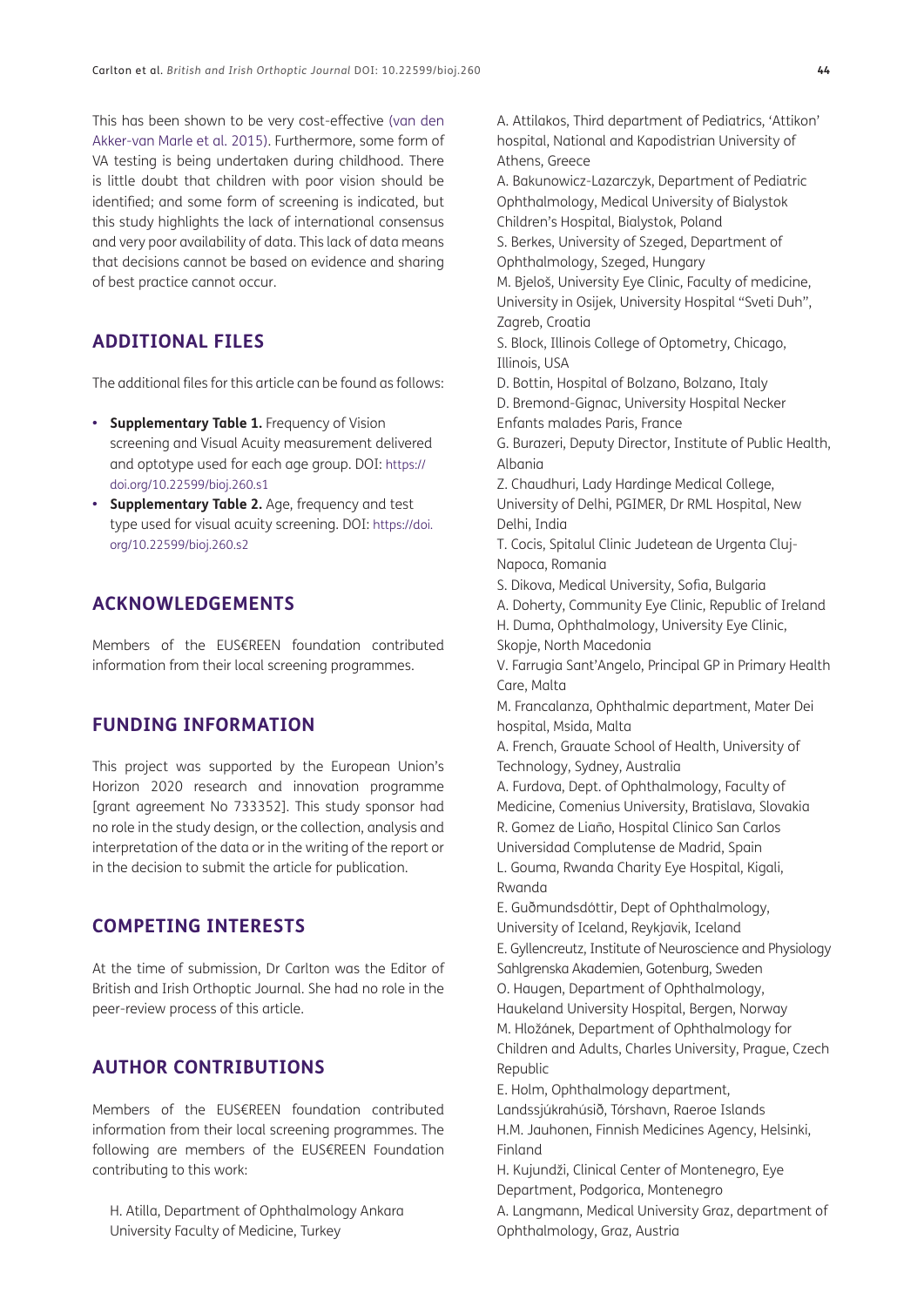This has been shown to be very cost-effective (van den Akker-van Marle et al. 2015). Furthermore, some form of VA testing is being undertaken during childhood. There is little doubt that children with poor vision should be identified; and some form of screening is indicated, but this study highlights the lack of international consensus and very poor availability of data. This lack of data means that decisions cannot be based on evidence and sharing of best practice cannot occur.

## ADDITIONAL FILES

The additional files for this article can be found as follows:

- **Supplementary Table 1.** Frequency of Vision screening and Visual Acuity measurement delivered and optotype used for each age group. DOI: https://doi.org/10.22599/bioj.260.s1
- **Supplementary Table 2.** Age, frequency and test type used for visual acuity screening. DOI: https://doi.org/10.22599/bioj.260.s2

## ACKNOWLEDGEMENTS

Members of the EUS€REEN foundation contributed information from their local screening programmes.

## FUNDING INFORMATION

This project was supported by the European Union's Horizon 2020 research and innovation programme [grant agreement No 733352]. This study sponsor had no role in the study design, or the collection, analysis and interpretation of the data or in the writing of the report or in the decision to submit the article for publication.

## COMPETING INTERESTS

At the time of submission, Dr Carlton was the Editor of British and Irish Orthoptic Journal. She had no role in the peer-review process of this article.

## AUTHOR CONTRIBUTIONS

Members of the EUS€REEN foundation contributed information from their local screening programmes. The following are members of the EUS€REEN Foundation contributing to this work:

H. Atilla, Department of Ophthalmology Ankara University Faculty of Medicine, Turkey

A. Attilakos, Third department of Pediatrics, 'Attikon' hospital, National and Kapodistrian University of Athens, Greece

A. Bakunowicz-Lazarczyk, Department of Pediatric Ophthalmology, Medical University of Bialystok Children's Hospital, Bialystok, Poland

S. Berkes, University of Szeged, Department of Ophthalmology, Szeged, Hungary

M. Bjeloš, University Eye Clinic, Faculty of medicine, University in Osijek, University Hospital "Sveti Duh", Zagreb, Croatia

S. Block, Illinois College of Optometry, Chicago, Illinois, USA

D. Bottin, Hospital of Bolzano, Bolzano, Italy

D. Bremond-Gignac, University Hospital Necker Enfants malades Paris, France

G. Burazeri, Deputy Director, Institute of Public Health, Albania

Z. Chaudhuri, Lady Hardinge Medical College, University of Delhi, PGIMER, Dr RML Hospital, New Delhi, India

T. Cocis, Spitalul Clinic Judetean de Urgenta Cluj-Napoca, Romania

S. Dikova, Medical University, Sofia, Bulgaria

A. Doherty, Community Eye Clinic, Republic of Ireland

H. Duma, Ophthalmology, University Eye Clinic, Skopje, North Macedonia

V. Farrugia Sant'Angelo, Principal GP in Primary Health Care, Malta

M. Francalanza, Ophthalmic department, Mater Dei hospital, Msida, Malta

A. French, Grauate School of Health, University of Technology, Sydney, Australia

A. Furdova, Dept. of Ophthalmology, Faculty of Medicine, Comenius University, Bratislava, Slovakia

R. Gomez de Liaño, Hospital Clinico San Carlos Universidad Complutense de Madrid, Spain

L. Gouma, Rwanda Charity Eye Hospital, Kigali, Rwanda

E. Guðmundsdóttir, Dept of Ophthalmology, University of Iceland, Reykjavik, Iceland

E. Gyllencreutz, Institute of Neuroscience and Physiology Sahlgrenska Akademien, Gotenburg, Sweden

O. Haugen, Department of Ophthalmology, Haukeland University Hospital, Bergen, Norway

M. Hložánek, Department of Ophthalmology for Children and Adults, Charles University, Prague, Czech Republic

E. Holm, Ophthalmology department, Landssjúkrahúsið, Tórshavn, Raeroe Islands

H.M. Jauhonen, Finnish Medicines Agency, Helsinki, Finland

H. Kujundži, Clinical Center of Montenegro, Eye Department, Podgorica, Montenegro

A. Langmann, Medical University Graz, department of Ophthalmology, Graz, Austria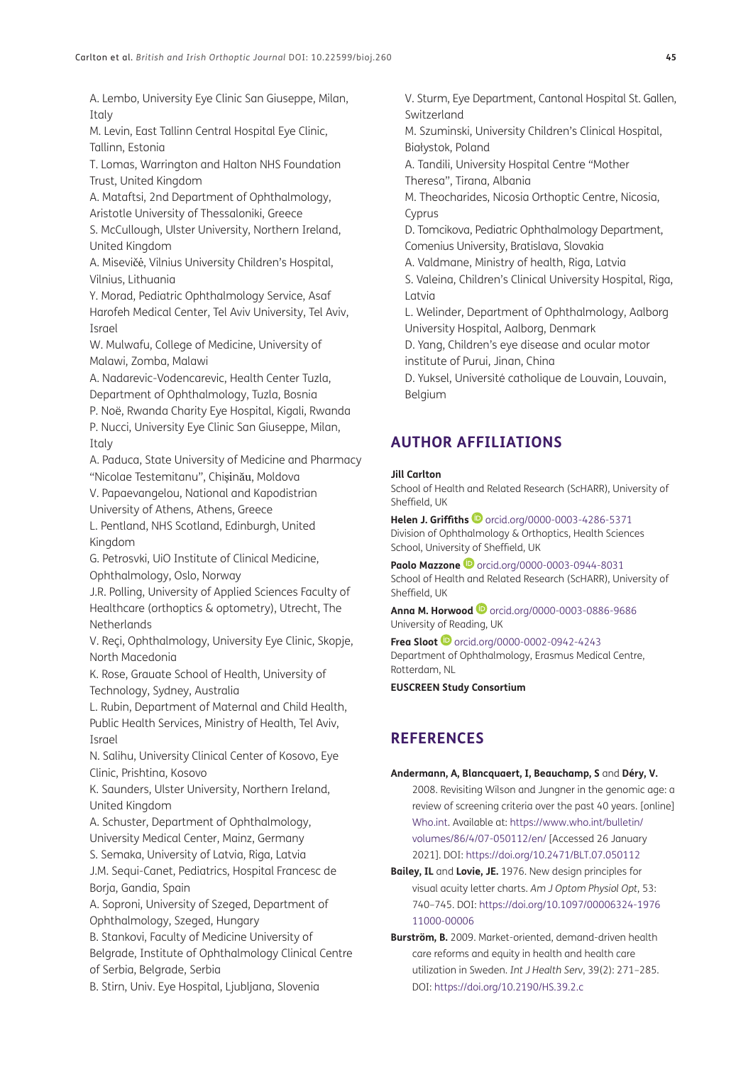A. Lembo, University Eye Clinic San Giuseppe, Milan, Italy

M. Levin, East Tallinn Central Hospital Eye Clinic, Tallinn, Estonia

T. Lomas, Warrington and Halton NHS Foundation Trust, United Kingdom

A. Mataftsi, 2nd Department of Ophthalmology, Aristotle University of Thessaloniki, Greece

S. McCullough, Ulster University, Northern Ireland, United Kingdom

A. Misevičė, Vilnius University Children's Hospital, Vilnius, Lithuania

Y. Morad, Pediatric Ophthalmology Service, Asaf Harofeh Medical Center, Tel Aviv University, Tel Aviv, Israel

W. Mulwafu, College of Medicine, University of Malawi, Zomba, Malawi

A. Nadarevic-Vodencarevic, Health Center Tuzla, Department of Ophthalmology, Tuzla, Bosnia

P. Noë, Rwanda Charity Eye Hospital, Kigali, Rwanda

P. Nucci, University Eye Clinic San Giuseppe, Milan, Italy

A. Paduca, State University of Medicine and Pharmacy "Nicolae Testemitanu", Chișinău, Moldova

V. Papaevangelou, National and Kapodistrian University of Athens, Athens, Greece

L. Pentland, NHS Scotland, Edinburgh, United Kingdom

G. Petrosvki, UiO Institute of Clinical Medicine, Ophthalmology, Oslo, Norway

J.R. Polling, University of Applied Sciences Faculty of Healthcare (orthoptics & optometry), Utrecht, The Netherlands

V. Reçi, Ophthalmology, University Eye Clinic, Skopje, North Macedonia

K. Rose, Grauate School of Health, University of Technology, Sydney, Australia

L. Rubin, Department of Maternal and Child Health, Public Health Services, Ministry of Health, Tel Aviv, Israel

N. Salihu, University Clinical Center of Kosovo, Eye Clinic, Prishtina, Kosovo

K. Saunders, Ulster University, Northern Ireland, United Kingdom

A. Schuster, Department of Ophthalmology, University Medical Center, Mainz, Germany

S. Semaka, University of Latvia, Riga, Latvia

J.M. Sequi-Canet, Pediatrics, Hospital Francesc de Borja, Gandia, Spain

A. Soproni, University of Szeged, Department of Ophthalmology, Szeged, Hungary

B. Stankovi, Faculty of Medicine University of Belgrade, Institute of Ophthalmology Clinical Centre of Serbia, Belgrade, Serbia

B. Stirn, Univ. Eye Hospital, Ljubljana, Slovenia

V. Sturm, Eye Department, Cantonal Hospital St. Gallen, Switzerland

M. Szuminski, University Children's Clinical Hospital, Białystok, Poland

A. Tandili, University Hospital Centre "Mother Theresa", Tirana, Albania

M. Theocharides, Nicosia Orthoptic Centre, Nicosia, Cyprus

D. Tomcikova, Pediatric Ophthalmology Department, Comenius University, Bratislava, Slovakia

A. Valdmane, Ministry of health, Riga, Latvia

S. Valeina, Children's Clinical University Hospital, Riga, Latvia

L. Welinder, Department of Ophthalmology, Aalborg University Hospital, Aalborg, Denmark

D. Yang, Children's eye disease and ocular motor institute of Purui, Jinan, China

D. Yuksel, Université catholique de Louvain, Louvain, Belgium

## AUTHOR AFFILIATIONS

**Jill Carlton**
School of Health and Related Research (ScHARR), University of Sheffield, UK

**Helen J. Griffiths** orcid.org/0000-0003-4286-5371
Division of Ophthalmology & Orthoptics, Health Sciences School, University of Sheffield, UK

**Paolo Mazzone** orcid.org/0000-0003-0944-8031
School of Health and Related Research (ScHARR), University of Sheffield, UK

**Anna M. Horwood** orcid.org/0000-0003-0886-9686
University of Reading, UK

**Frea Sloot** orcid.org/0000-0002-0942-4243
Department of Ophthalmology, Erasmus Medical Centre, Rotterdam, NL

**EUSCREEN Study Consortium**

## REFERENCES

**Andermann, A, Blancquaert, I, Beauchamp, S** and **Déry, V.** 2008. Revisiting Wilson and Jungner in the genomic age: a review of screening criteria over the past 40 years. [online] Who.int. Available at: https://www.who.int/bulletin/volumes/86/4/07-050112/en/ [Accessed 26 January 2021]. DOI: https://doi.org/10.2471/BLT.07.050112

**Bailey, IL** and **Lovie, JE.** 1976. New design principles for visual acuity letter charts. *Am J Optom Physiol Opt*, 53: 740–745. DOI: https://doi.org/10.1097/00006324-197611000-00006

**Burström, B.** 2009. Market-oriented, demand-driven health care reforms and equity in health and health care utilization in Sweden. *Int J Health Serv*, 39(2): 271–285. DOI: https://doi.org/10.2190/HS.39.2.c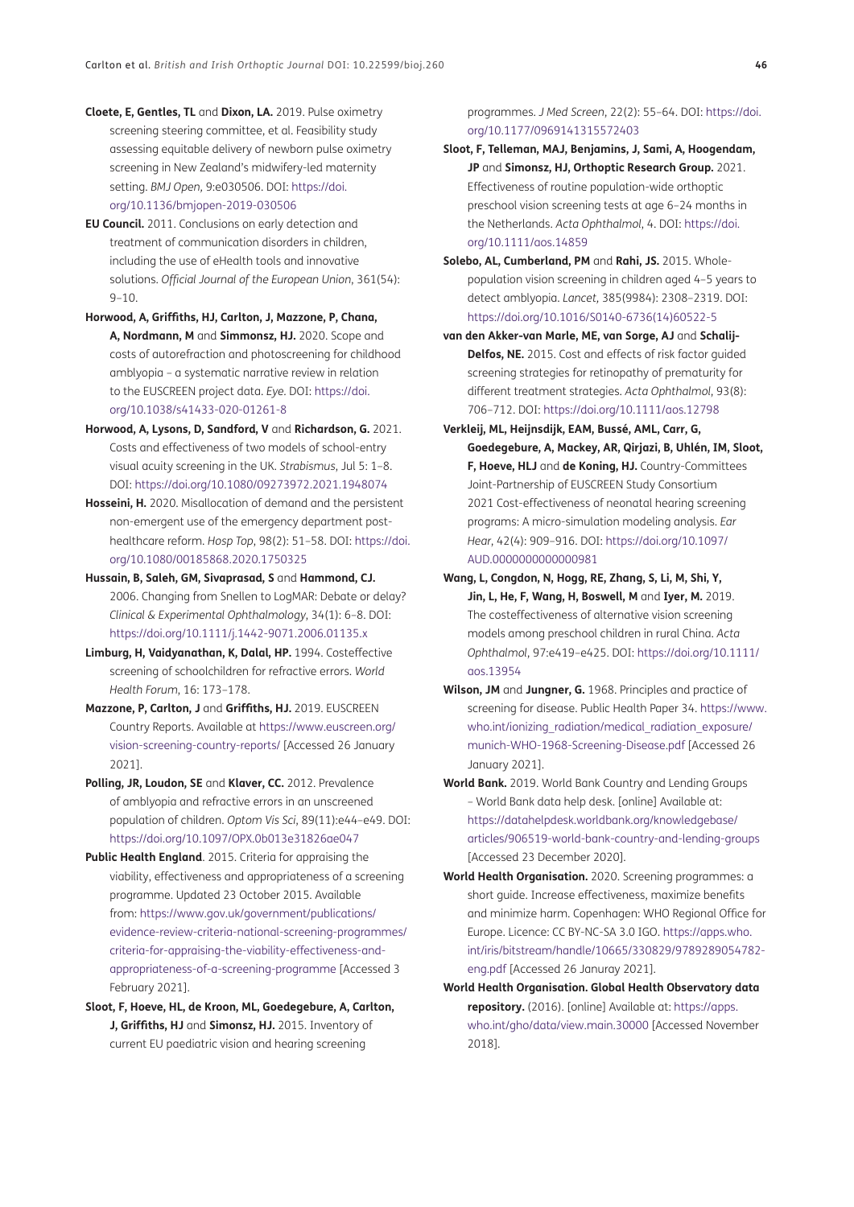**Cloete, E, Gentles, TL** and **Dixon, LA.** 2019. Pulse oximetry screening steering committee, et al. Feasibility study assessing equitable delivery of newborn pulse oximetry screening in New Zealand's midwifery-led maternity setting. *BMJ Open*, 9:e030506. DOI: https://doi.org/10.1136/bmjopen-2019-030506

**EU Council.** 2011. Conclusions on early detection and treatment of communication disorders in children, including the use of eHealth tools and innovative solutions. *Official Journal of the European Union*, 361(54): 9–10.

**Horwood, A, Griffiths, HJ, Carlton, J, Mazzone, P, Chana, A, Nordmann, M** and **Simmonsz, HJ.** 2020. Scope and costs of autorefraction and photoscreening for childhood amblyopia – a systematic narrative review in relation to the EUSCREEN project data. *Eye*. DOI: https://doi.org/10.1038/s41433-020-01261-8

**Horwood, A, Lysons, D, Sandford, V** and **Richardson, G.** 2021. Costs and effectiveness of two models of school-entry visual acuity screening in the UK. *Strabismus*, Jul 5: 1–8. DOI: https://doi.org/10.1080/09273972.2021.1948074

**Hosseini, H.** 2020. Misallocation of demand and the persistent non-emergent use of the emergency department post-healthcare reform. *Hosp Top*, 98(2): 51–58. DOI: https://doi.org/10.1080/00185868.2020.1750325

**Hussain, B, Saleh, GM, Sivaprasad, S** and **Hammond, CJ.** 2006. Changing from Snellen to LogMAR: Debate or delay? *Clinical & Experimental Ophthalmology*, 34(1): 6–8. DOI: https://doi.org/10.1111/j.1442-9071.2006.01135.x

**Limburg, H, Vaidyanathan, K, Dalal, HP.** 1994. Costeffective screening of schoolchildren for refractive errors. *World Health Forum*, 16: 173–178.

**Mazzone, P, Carlton, J** and **Griffiths, HJ.** 2019. EUSCREEN Country Reports. Available at https://www.euscreen.org/vision-screening-country-reports/ [Accessed 26 January 2021].

**Polling, JR, Loudon, SE** and **Klaver, CC.** 2012. Prevalence of amblyopia and refractive errors in an unscreened population of children. *Optom Vis Sci*, 89(11):e44–e49. DOI: https://doi.org/10.1097/OPX.0b013e31826ae047

**Public Health England**. 2015. Criteria for appraising the viability, effectiveness and appropriateness of a screening programme. Updated 23 October 2015. Available from: https://www.gov.uk/government/publications/evidence-review-criteria-national-screening-programmes/criteria-for-appraising-the-viability-effectiveness-and-appropriateness-of-a-screening-programme [Accessed 3 February 2021].

**Sloot, F, Hoeve, HL, de Kroon, ML, Goedegebure, A, Carlton, J, Griffiths, HJ** and **Simonsz, HJ.** 2015. Inventory of current EU paediatric vision and hearing screening programmes. *J Med Screen*, 22(2): 55–64. DOI: https://doi.org/10.1177/0969141315572403

**Sloot, F, Telleman, MAJ, Benjamins, J, Sami, A, Hoogendam, JP** and **Simonsz, HJ, Orthoptic Research Group.** 2021. Effectiveness of routine population-wide orthoptic preschool vision screening tests at age 6–24 months in the Netherlands. *Acta Ophthalmol*, 4. DOI: https://doi.org/10.1111/aos.14859

**Solebo, AL, Cumberland, PM** and **Rahi, JS.** 2015. Whole-population vision screening in children aged 4–5 years to detect amblyopia. *Lancet*, 385(9984): 2308–2319. DOI: https://doi.org/10.1016/S0140-6736(14)60522-5

**van den Akker-van Marle, ME, van Sorge, AJ** and **Schalij-Delfos, NE.** 2015. Cost and effects of risk factor guided screening strategies for retinopathy of prematurity for different treatment strategies. *Acta Ophthalmol*, 93(8): 706–712. DOI: https://doi.org/10.1111/aos.12798

**Verkleij, ML, Heijnsdijk, EAM, Bussé, AML, Carr, G, Goedegebure, A, Mackey, AR, Qirjazi, B, Uhlén, IM, Sloot, F, Hoeve, HLJ** and **de Koning, HJ.** Country-Committees Joint-Partnership of EUSCREEN Study Consortium 2021 Cost-effectiveness of neonatal hearing screening programs: A micro-simulation modeling analysis. *Ear Hear*, 42(4): 909–916. DOI: https://doi.org/10.1097/AUD.0000000000000981

**Wang, L, Congdon, N, Hogg, RE, Zhang, S, Li, M, Shi, Y, Jin, L, He, F, Wang, H, Boswell, M** and **Iyer, M.** 2019. The costeffectiveness of alternative vision screening models among preschool children in rural China. *Acta Ophthalmol*, 97:e419–e425. DOI: https://doi.org/10.1111/aos.13954

**Wilson, JM** and **Jungner, G.** 1968. Principles and practice of screening for disease. Public Health Paper 34. https://www.who.int/ionizing_radiation/medical_radiation_exposure/munich-WHO-1968-Screening-Disease.pdf [Accessed 26 January 2021].

**World Bank.** 2019. World Bank Country and Lending Groups – World Bank data help desk. [online] Available at: https://datahelpdesk.worldbank.org/knowledgebase/articles/906519-world-bank-country-and-lending-groups [Accessed 23 December 2020].

**World Health Organisation.** 2020. Screening programmes: a short guide. Increase effectiveness, maximize benefits and minimize harm. Copenhagen: WHO Regional Office for Europe. Licence: CC BY-NC-SA 3.0 IGO. https://apps.who.int/iris/bitstream/handle/10665/330829/9789289054782-eng.pdf [Accessed 26 Januray 2021].

**World Health Organisation. Global Health Observatory data repository.** (2016). [online] Available at: https://apps.who.int/gho/data/view.main.30000 [Accessed November 2018].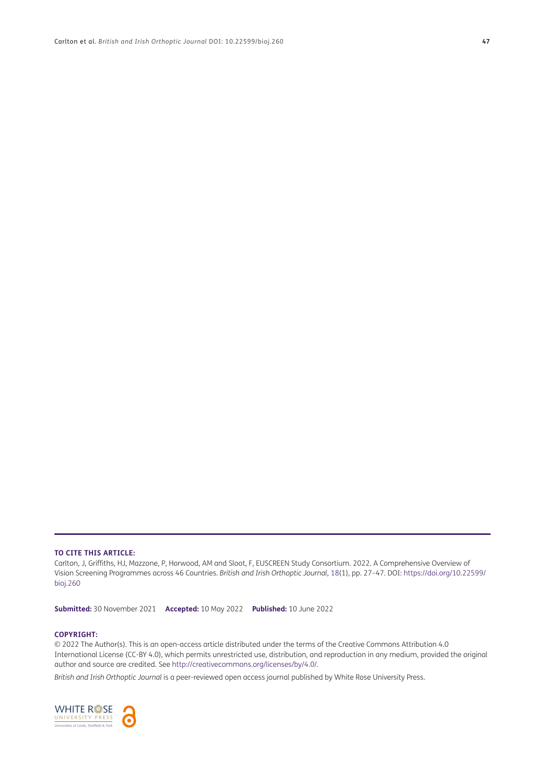**TO CITE THIS ARTICLE:**

Carlton, J, Griffiths, HJ, Mazzone, P, Horwood, AM and Sloot, F, EUSCREEN Study Consortium. 2022. A Comprehensive Overview of Vision Screening Programmes across 46 Countries. *British and Irish Orthoptic Journal*, 18(1), pp. 27–47. DOI: https://doi.org/10.22599/bioj.260

**Submitted:** 30 November 2021 **Accepted:** 10 May 2022 **Published:** 10 June 2022

**COPYRIGHT:**

© 2022 The Author(s). This is an open-access article distributed under the terms of the Creative Commons Attribution 4.0 International License (CC-BY 4.0), which permits unrestricted use, distribution, and reproduction in any medium, provided the original author and source are credited. See http://creativecommons.org/licenses/by/4.0/.

*British and Irish Orthoptic Journal* is a peer-reviewed open access journal published by White Rose University Press.